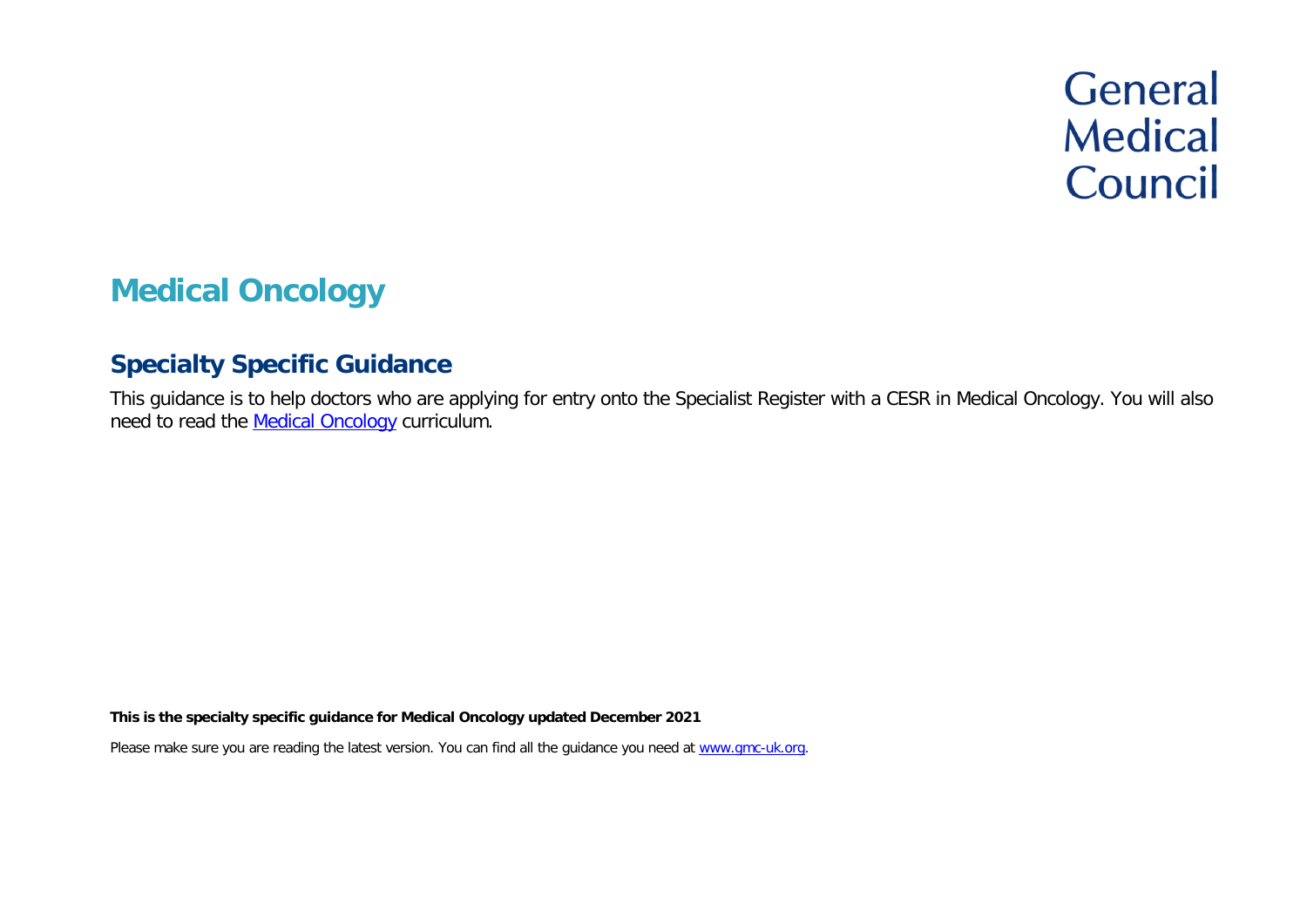General Medical Council

# Medical Oncology

## Specialty Specific Guidance

This guidance is to help doctors who are applying for entry onto the Specialist Register with a CESR in Medical Oncology. You will also need to read the [Medical Oncology](#) curriculum.

**This is the specialty specific guidance for Medical Oncology updated December 2021**

Please make sure you are reading the latest version. You can find all the guidance you need at [www.gmc-uk.org](http://www.gmc-uk.org).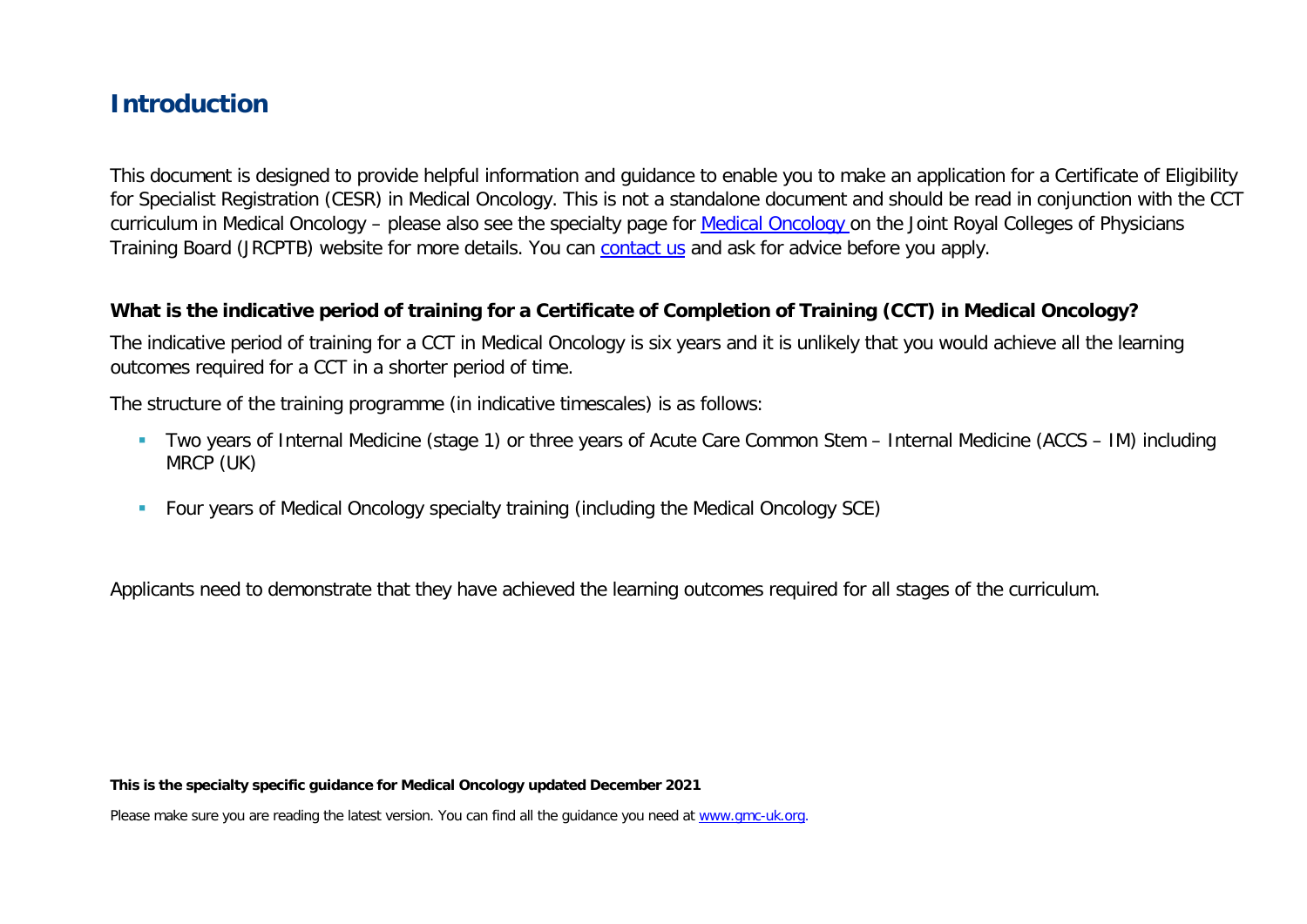## Introduction

This document is designed to provide helpful information and guidance to enable you to make an application for a Certificate of Eligibility for Specialist Registration (CESR) in Medical Oncology. This is not a standalone document and should be read in conjunction with the CCT curriculum in Medical Oncology – please also see the specialty page for [Medical Oncology](#) on the Joint Royal Colleges of Physicians Training Board (JRCPTB) website for more details. You can [contact us](#) and ask for advice before you apply.

### What is the indicative period of training for a Certificate of Completion of Training (CCT) in Medical Oncology?

The indicative period of training for a CCT in Medical Oncology is six years and it is unlikely that you would achieve all the learning outcomes required for a CCT in a shorter period of time.

The structure of the training programme (in indicative timescales) is as follows:

- Two years of Internal Medicine (stage 1) or three years of Acute Care Common Stem – Internal Medicine (ACCS – IM) including MRCP (UK)
- Four years of Medical Oncology specialty training (including the Medical Oncology SCE)

Applicants need to demonstrate that they have achieved the learning outcomes required for all stages of the curriculum.

**This is the specialty specific guidance for Medical Oncology updated December 2021**

Please make sure you are reading the latest version. You can find all the guidance you need at [www.gmc-uk.org](#).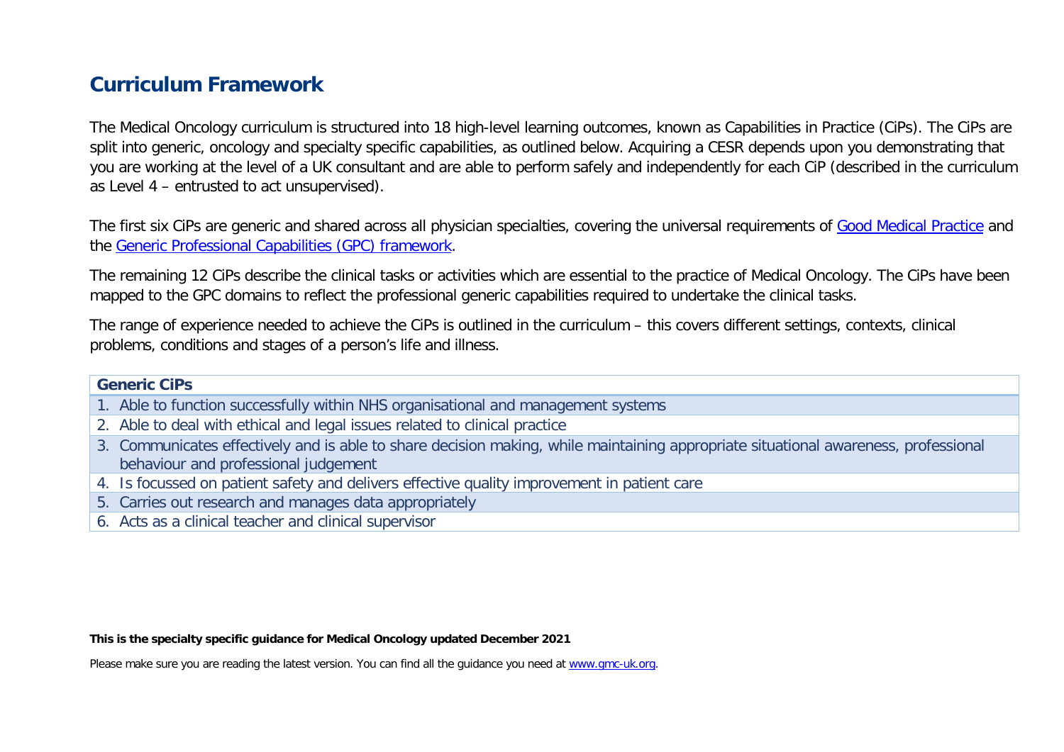## Curriculum Framework

The Medical Oncology curriculum is structured into 18 high-level learning outcomes, known as Capabilities in Practice (CiPs). The CiPs are split into generic, oncology and specialty specific capabilities, as outlined below. Acquiring a CESR depends upon you demonstrating that you are working at the level of a UK consultant and are able to perform safely and independently for each CiP (described in the curriculum as Level 4 – entrusted to act unsupervised).

The first six CiPs are generic and shared across all physician specialties, covering the universal requirements of [Good Medical Practice](Good Medical Practice) and the [Generic Professional Capabilities (GPC) framework](Generic Professional Capabilities (GPC) framework).

The remaining 12 CiPs describe the clinical tasks or activities which are essential to the practice of Medical Oncology. The CiPs have been mapped to the GPC domains to reflect the professional generic capabilities required to undertake the clinical tasks.

The range of experience needed to achieve the CiPs is outlined in the curriculum – this covers different settings, contexts, clinical problems, conditions and stages of a person's life and illness.

| Generic CiPs |
| --- |
| 1. Able to function successfully within NHS organisational and management systems |
| 2. Able to deal with ethical and legal issues related to clinical practice |
| 3. Communicates effectively and is able to share decision making, while maintaining appropriate situational awareness, professional behaviour and professional judgement |
| 4. Is focussed on patient safety and delivers effective quality improvement in patient care |
| 5. Carries out research and manages data appropriately |
| 6. Acts as a clinical teacher and clinical supervisor |

**This is the specialty specific guidance for Medical Oncology updated December 2021**

Please make sure you are reading the latest version. You can find all the guidance you need at [www.gmc-uk.org](www.gmc-uk.org).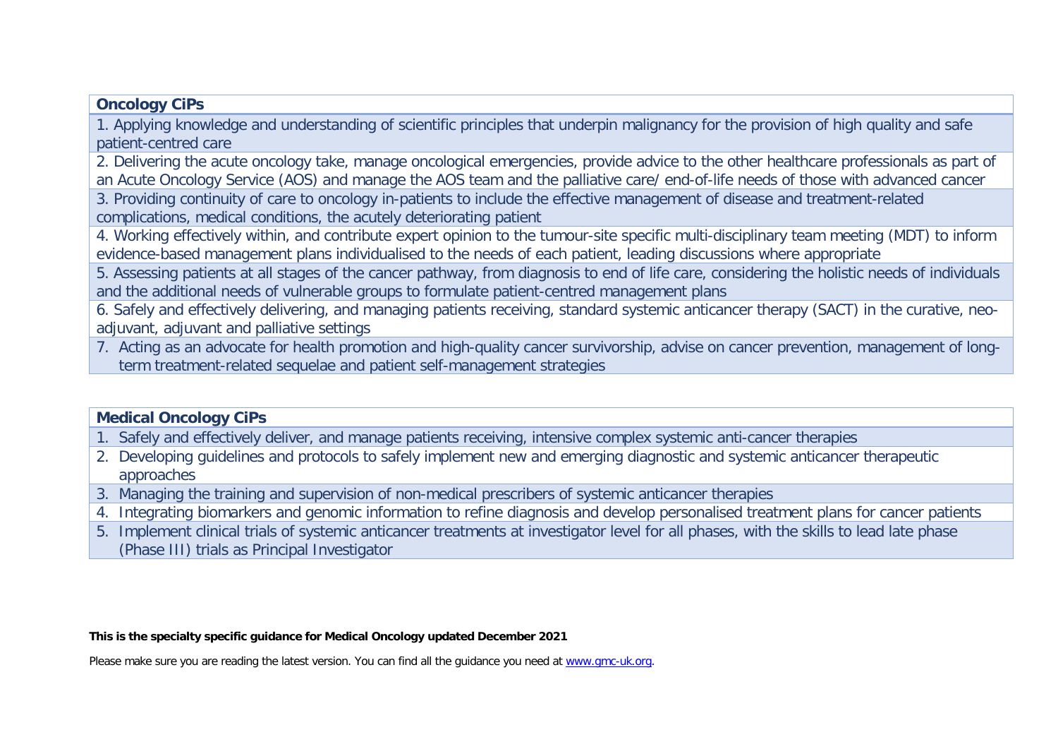| Oncology CiPs |
| --- |
| 1. Applying knowledge and understanding of scientific principles that underpin malignancy for the provision of high quality and safe patient-centred care |
| 2. Delivering the acute oncology take, manage oncological emergencies, provide advice to the other healthcare professionals as part of an Acute Oncology Service (AOS) and manage the AOS team and the palliative care/ end-of-life needs of those with advanced cancer |
| 3. Providing continuity of care to oncology in-patients to include the effective management of disease and treatment-related complications, medical conditions, the acutely deteriorating patient |
| 4. Working effectively within, and contribute expert opinion to the tumour-site specific multi-disciplinary team meeting (MDT) to inform evidence-based management plans individualised to the needs of each patient, leading discussions where appropriate |
| 5. Assessing patients at all stages of the cancer pathway, from diagnosis to end of life care, considering the holistic needs of individuals and the additional needs of vulnerable groups to formulate patient-centred management plans |
| 6. Safely and effectively delivering, and managing patients receiving, standard systemic anticancer therapy (SACT) in the curative, neo-adjuvant, adjuvant and palliative settings |
| 7. Acting as an advocate for health promotion and high-quality cancer survivorship, advise on cancer prevention, management of long-term treatment-related sequelae and patient self-management strategies |

| Medical Oncology CiPs |
| --- |
| 1. Safely and effectively deliver, and manage patients receiving, intensive complex systemic anti-cancer therapies |
| 2. Developing guidelines and protocols to safely implement new and emerging diagnostic and systemic anticancer therapeutic approaches |
| 3. Managing the training and supervision of non-medical prescribers of systemic anticancer therapies |
| 4. Integrating biomarkers and genomic information to refine diagnosis and develop personalised treatment plans for cancer patients |
| 5. Implement clinical trials of systemic anticancer treatments at investigator level for all phases, with the skills to lead late phase (Phase III) trials as Principal Investigator |

**This is the specialty specific guidance for Medical Oncology updated December 2021**

Please make sure you are reading the latest version. You can find all the guidance you need at [www.gmc-uk.org](www.gmc-uk.org).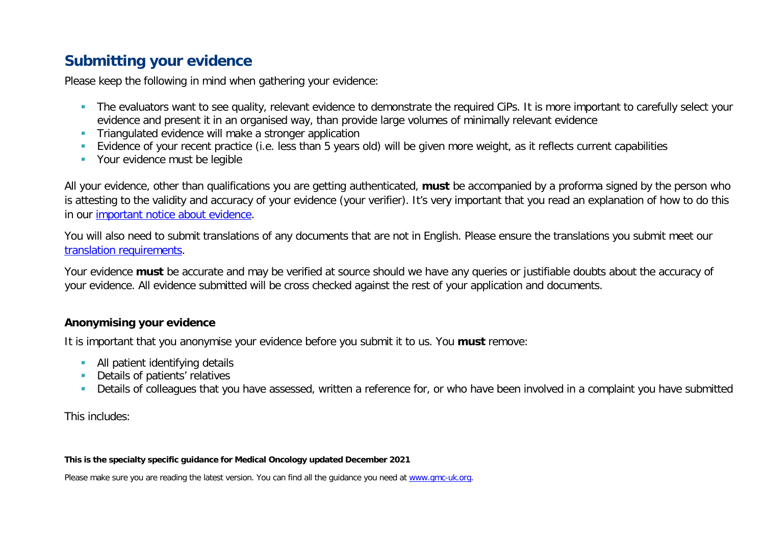## Submitting your evidence

Please keep the following in mind when gathering your evidence:

- The evaluators want to see quality, relevant evidence to demonstrate the required CiPs. It is more important to carefully select your evidence and present it in an organised way, than provide large volumes of minimally relevant evidence
- Triangulated evidence will make a stronger application
- Evidence of your recent practice (i.e. less than 5 years old) will be given more weight, as it reflects current capabilities
- Your evidence must be legible

All your evidence, other than qualifications you are getting authenticated, **must** be accompanied by a proforma signed by the person who is attesting to the validity and accuracy of your evidence (your verifier). It's very important that you read an explanation of how to do this in our [important notice about evidence](important notice about evidence).

You will also need to submit translations of any documents that are not in English. Please ensure the translations you submit meet our [translation requirements](translation requirements).

Your evidence **must** be accurate and may be verified at source should we have any queries or justifiable doubts about the accuracy of your evidence. All evidence submitted will be cross checked against the rest of your application and documents.

### Anonymising your evidence

It is important that you anonymise your evidence before you submit it to us. You **must** remove:

- All patient identifying details
- Details of patients' relatives
- Details of colleagues that you have assessed, written a reference for, or who have been involved in a complaint you have submitted

This includes:

**This is the specialty specific guidance for Medical Oncology updated December 2021**

Please make sure you are reading the latest version. You can find all the guidance you need at [www.gmc-uk.org](www.gmc-uk.org).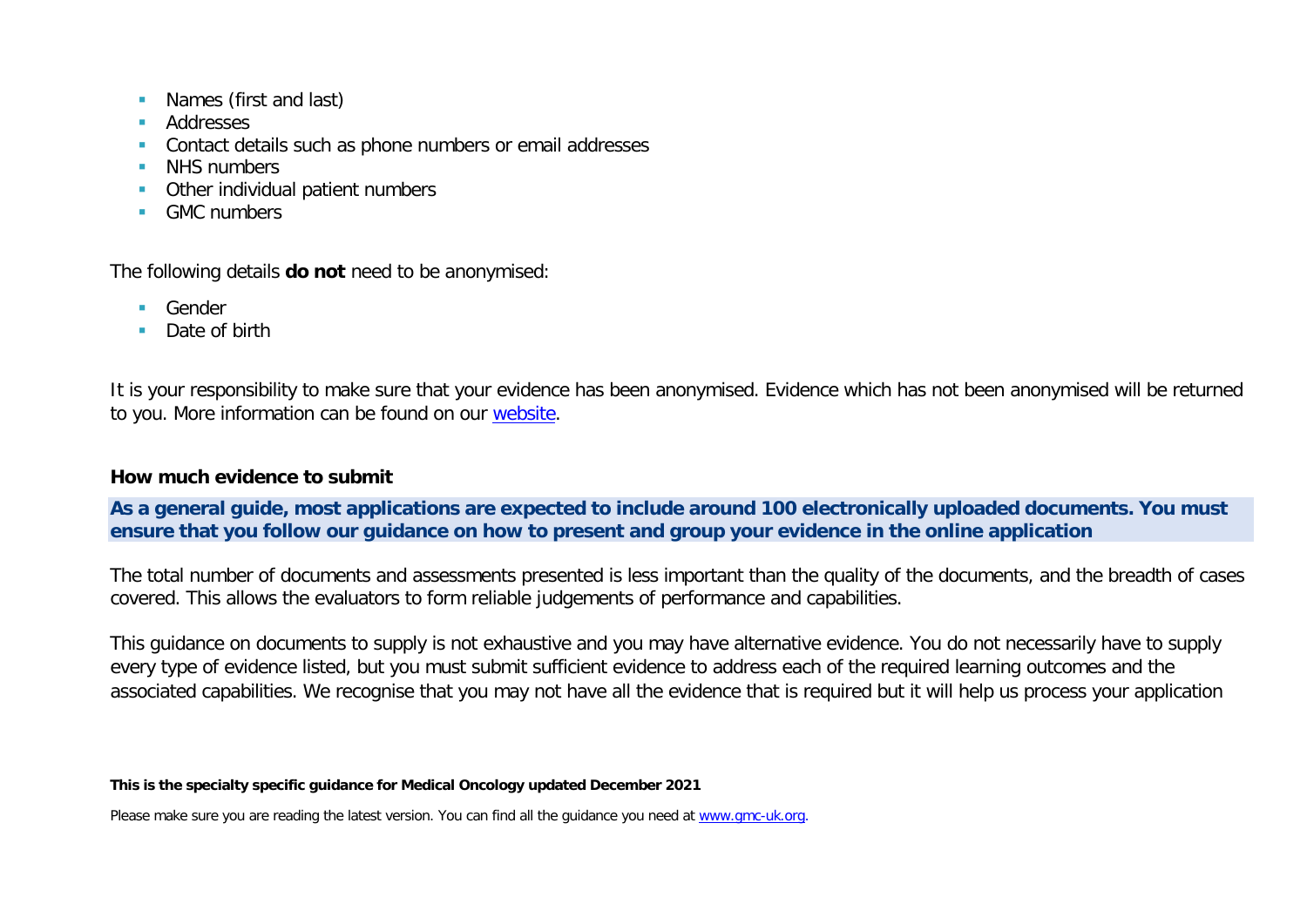- Names (first and last)
- Addresses
- Contact details such as phone numbers or email addresses
- NHS numbers
- Other individual patient numbers
- GMC numbers

The following details **do not** need to be anonymised:

- Gender
- Date of birth

It is your responsibility to make sure that your evidence has been anonymised. Evidence which has not been anonymised will be returned to you. More information can be found on our [website](website).

### How much evidence to submit

**As a general guide, most applications are expected to include around 100 electronically uploaded documents. You must ensure that you follow our guidance on how to present and group your evidence in the online application**

The total number of documents and assessments presented is less important than the quality of the documents, and the breadth of cases covered. This allows the evaluators to form reliable judgements of performance and capabilities.

This guidance on documents to supply is not exhaustive and you may have alternative evidence. You do not necessarily have to supply every type of evidence listed, but you must submit sufficient evidence to address each of the required learning outcomes and the associated capabilities. We recognise that you may not have all the evidence that is required but it will help us process your application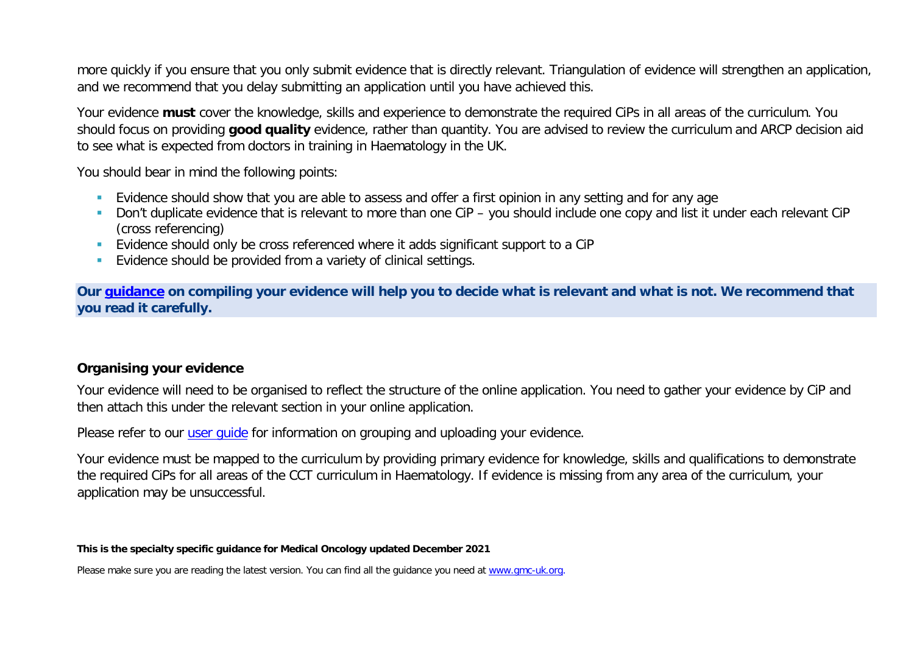more quickly if you ensure that you only submit evidence that is directly relevant. Triangulation of evidence will strengthen an application, and we recommend that you delay submitting an application until you have achieved this.

Your evidence **must** cover the knowledge, skills and experience to demonstrate the required CiPs in all areas of the curriculum. You should focus on providing **good quality** evidence, rather than quantity. You are advised to review the curriculum and ARCP decision aid to see what is expected from doctors in training in Haematology in the UK.

You should bear in mind the following points:

- Evidence should show that you are able to assess and offer a first opinion in any setting and for any age
- Don't duplicate evidence that is relevant to more than one CiP – you should include one copy and list it under each relevant CiP (cross referencing)
- Evidence should only be cross referenced where it adds significant support to a CiP
- Evidence should be provided from a variety of clinical settings.

**Our guidance on compiling your evidence will help you to decide what is relevant and what is not. We recommend that you read it carefully.**

## Organising your evidence

Your evidence will need to be organised to reflect the structure of the online application. You need to gather your evidence by CiP and then attach this under the relevant section in your online application.

Please refer to our user guide for information on grouping and uploading your evidence.

Your evidence must be mapped to the curriculum by providing primary evidence for knowledge, skills and qualifications to demonstrate the required CiPs for all areas of the CCT curriculum in Haematology. If evidence is missing from any area of the curriculum, your application may be unsuccessful.

**This is the specialty specific guidance for Medical Oncology updated December 2021**

Please make sure you are reading the latest version. You can find all the guidance you need at www.gmc-uk.org.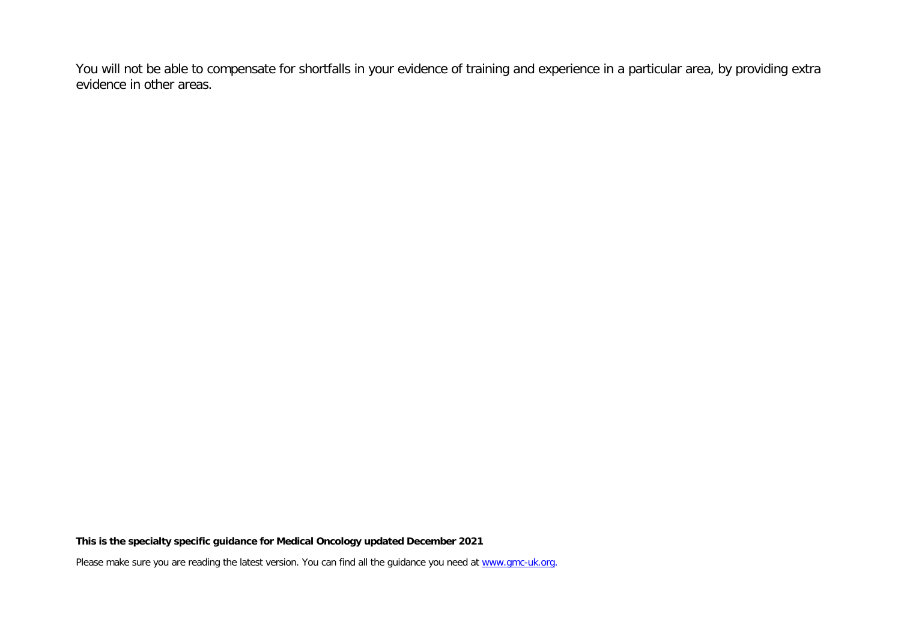You will not be able to compensate for shortfalls in your evidence of training and experience in a particular area, by providing extra evidence in other areas.

**This is the specialty specific guidance for Medical Oncology updated December 2021**

Please make sure you are reading the latest version. You can find all the guidance you need at www.gmc-uk.org.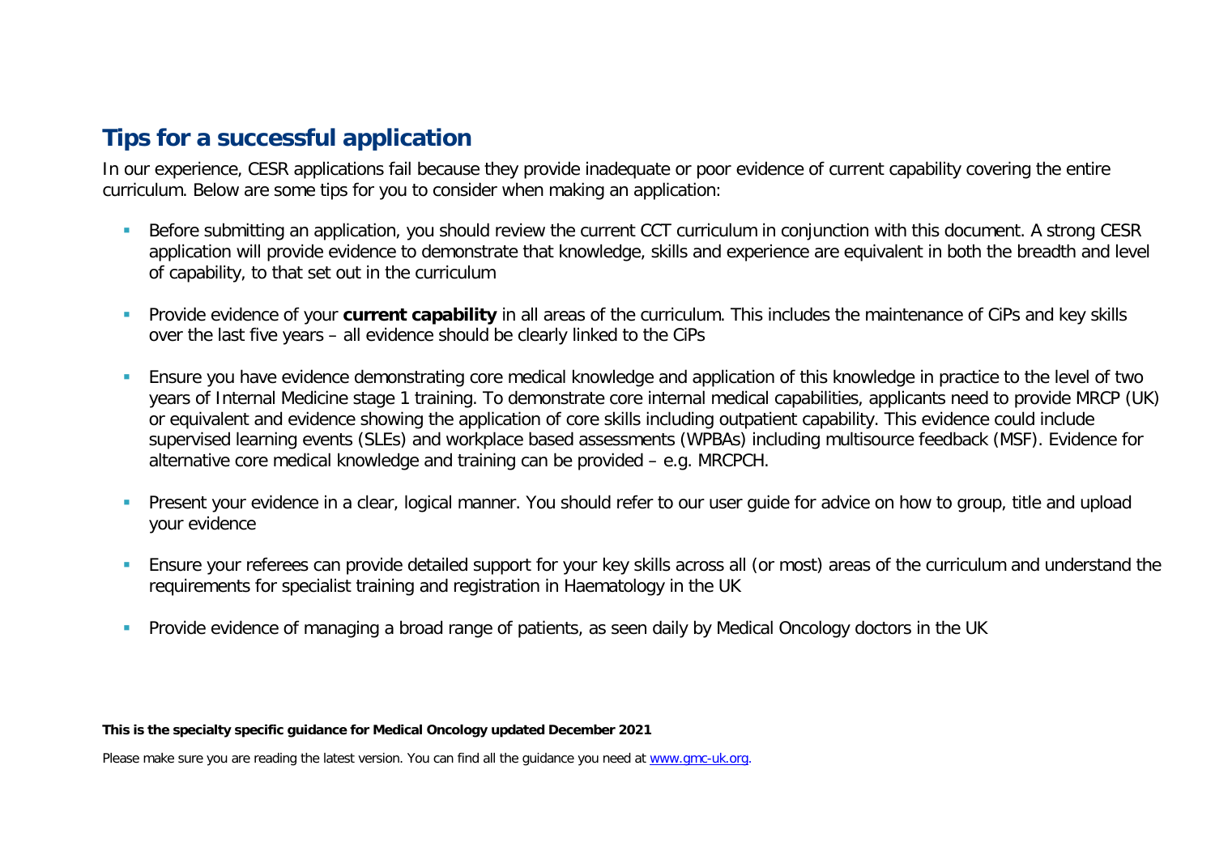## Tips for a successful application

In our experience, CESR applications fail because they provide inadequate or poor evidence of current capability covering the entire curriculum. Below are some tips for you to consider when making an application:

- Before submitting an application, you should review the current CCT curriculum in conjunction with this document. A strong CESR application will provide evidence to demonstrate that knowledge, skills and experience are equivalent in both the breadth and level of capability, to that set out in the curriculum
- Provide evidence of your **current capability** in all areas of the curriculum. This includes the maintenance of CiPs and key skills over the last five years – all evidence should be clearly linked to the CiPs
- Ensure you have evidence demonstrating core medical knowledge and application of this knowledge in practice to the level of two years of Internal Medicine stage 1 training. To demonstrate core internal medical capabilities, applicants need to provide MRCP (UK) or equivalent and evidence showing the application of core skills including outpatient capability. This evidence could include supervised learning events (SLEs) and workplace based assessments (WPBAs) including multisource feedback (MSF). Evidence for alternative core medical knowledge and training can be provided – e.g. MRCPCH.
- Present your evidence in a clear, logical manner. You should refer to our user guide for advice on how to group, title and upload your evidence
- Ensure your referees can provide detailed support for your key skills across all (or most) areas of the curriculum and understand the requirements for specialist training and registration in Haematology in the UK
- Provide evidence of managing a broad range of patients, as seen daily by Medical Oncology doctors in the UK

**This is the specialty specific guidance for Medical Oncology updated December 2021**

Please make sure you are reading the latest version. You can find all the guidance you need at [www.gmc-uk.org](http://www.gmc-uk.org).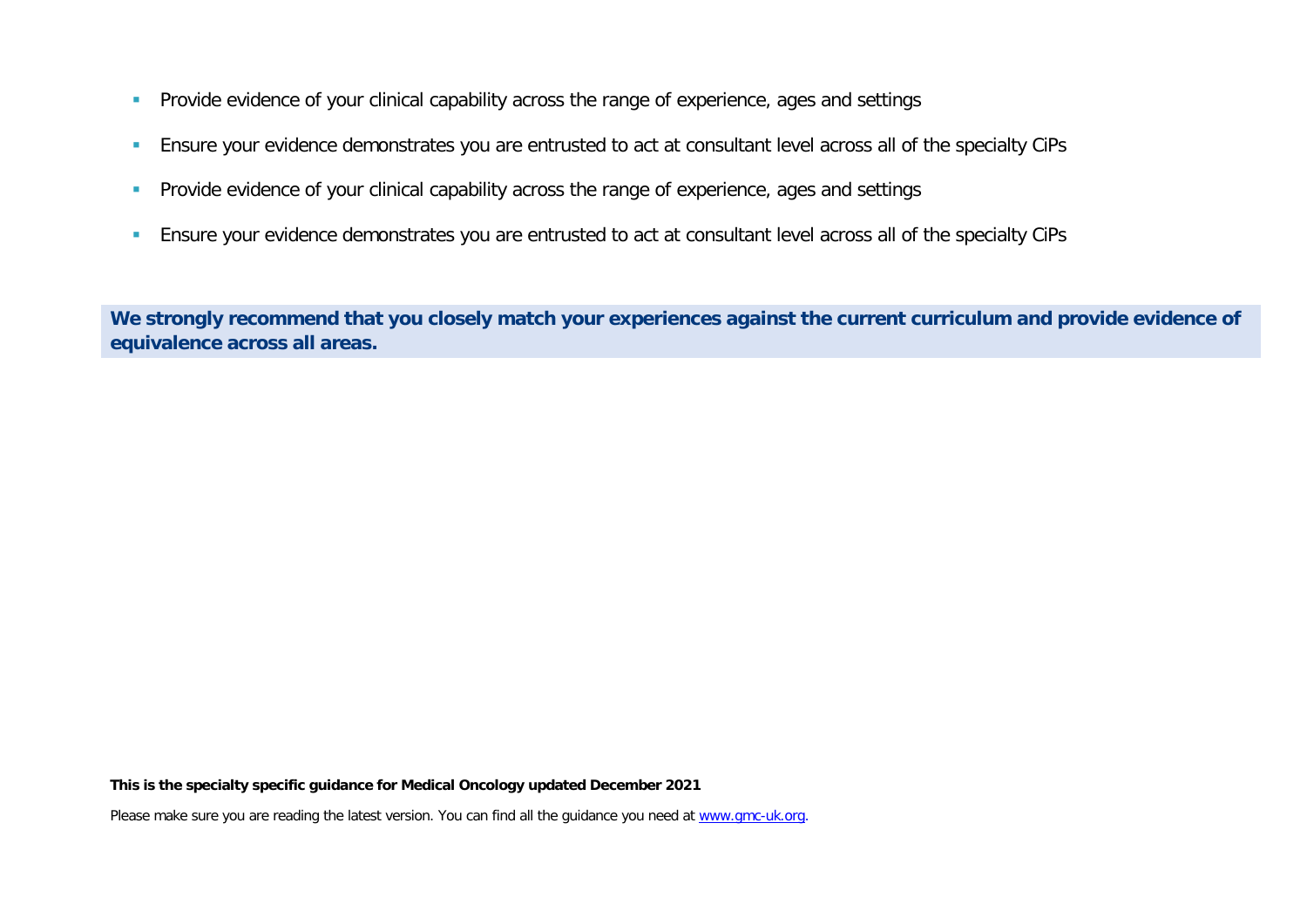- Provide evidence of your clinical capability across the range of experience, ages and settings
- Ensure your evidence demonstrates you are entrusted to act at consultant level across all of the specialty CiPs
- Provide evidence of your clinical capability across the range of experience, ages and settings
- Ensure your evidence demonstrates you are entrusted to act at consultant level across all of the specialty CiPs

**We strongly recommend that you closely match your experiences against the current curriculum and provide evidence of equivalence across all areas.**

**This is the specialty specific guidance for Medical Oncology updated December 2021**

Please make sure you are reading the latest version. You can find all the guidance you need at [www.gmc-uk.org](http://www.gmc-uk.org).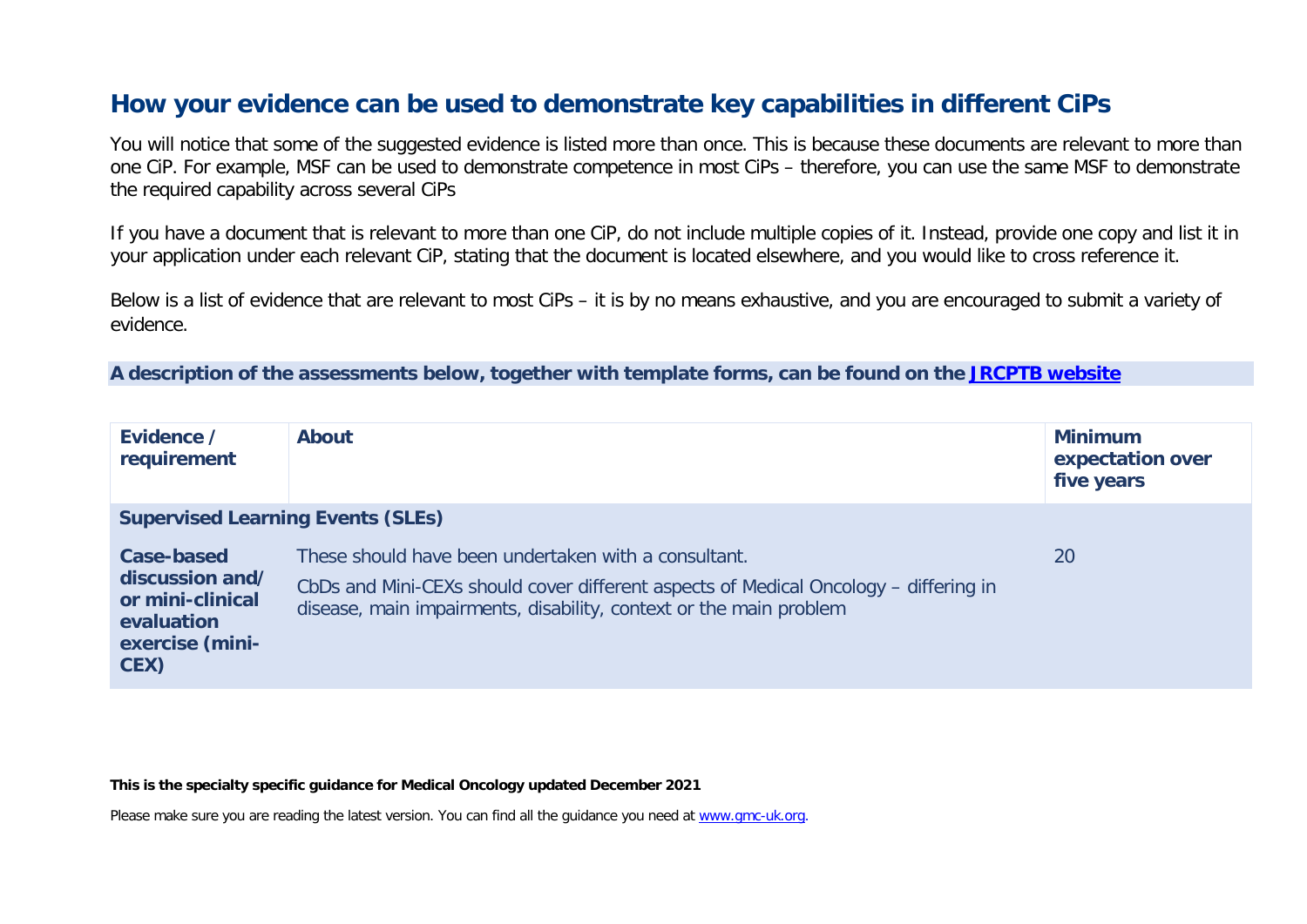## How your evidence can be used to demonstrate key capabilities in different CiPs

You will notice that some of the suggested evidence is listed more than once. This is because these documents are relevant to more than one CiP. For example, MSF can be used to demonstrate competence in most CiPs – therefore, you can use the same MSF to demonstrate the required capability across several CiPs

If you have a document that is relevant to more than one CiP, do not include multiple copies of it. Instead, provide one copy and list it in your application under each relevant CiP, stating that the document is located elsewhere, and you would like to cross reference it.

Below is a list of evidence that are relevant to most CiPs – it is by no means exhaustive, and you are encouraged to submit a variety of evidence.

**A description of the assessments below, together with template forms, can be found on the [JRCPTB website](JRCPTB website)**

| Evidence / requirement | About | Minimum expectation over five years |
|---|---|---|
| **Supervised Learning Events (SLEs)** | | |
| **Case-based discussion and/ or mini-clinical evaluation exercise (mini-CEX)** | These should have been undertaken with a consultant.<br><br>CbDs and Mini-CEXs should cover different aspects of Medical Oncology – differing in disease, main impairments, disability, context or the main problem | 20 |

**This is the specialty specific guidance for Medical Oncology updated December 2021**

Please make sure you are reading the latest version. You can find all the guidance you need at [www.gmc-uk.org](www.gmc-uk.org).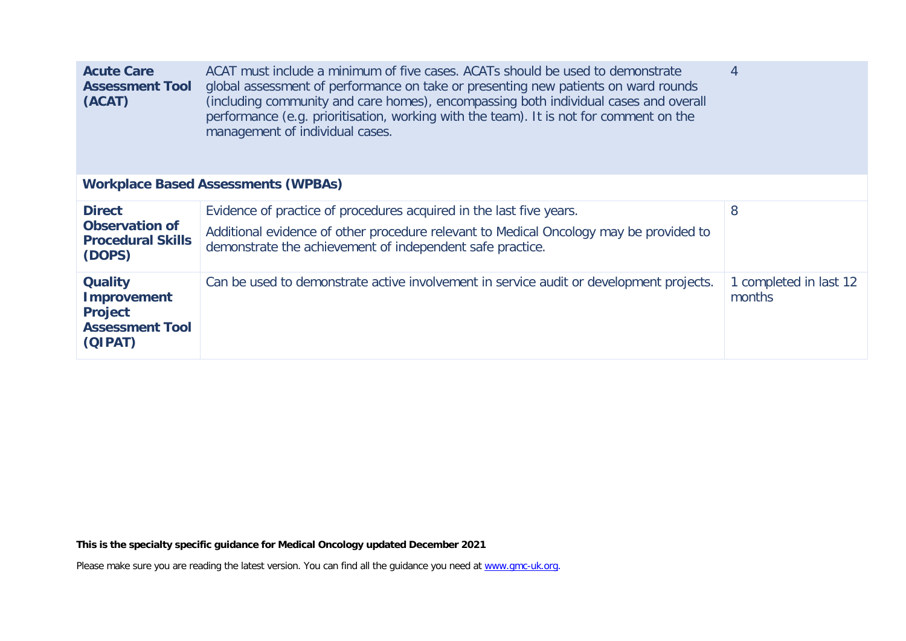| | | |
|---|---|---|
| **Acute Care Assessment Tool (ACAT)** | ACAT must include a minimum of five cases. ACATs should be used to demonstrate global assessment of performance on take or presenting new patients on ward rounds (including community and care homes), encompassing both individual cases and overall performance (e.g. prioritisation, working with the team). It is not for comment on the management of individual cases. | 4 |
| **Workplace Based Assessments (WPBAs)** | | |
| **Direct Observation of Procedural Skills (DOPS)** | Evidence of practice of procedures acquired in the last five years.<br>Additional evidence of other procedure relevant to Medical Oncology may be provided to demonstrate the achievement of independent safe practice. | 8 |
| **Quality Improvement Project Assessment Tool (QIPAT)** | Can be used to demonstrate active involvement in service audit or development projects. | 1 completed in last 12 months |

**This is the specialty specific guidance for Medical Oncology updated December 2021**

Please make sure you are reading the latest version. You can find all the guidance you need at www.gmc-uk.org.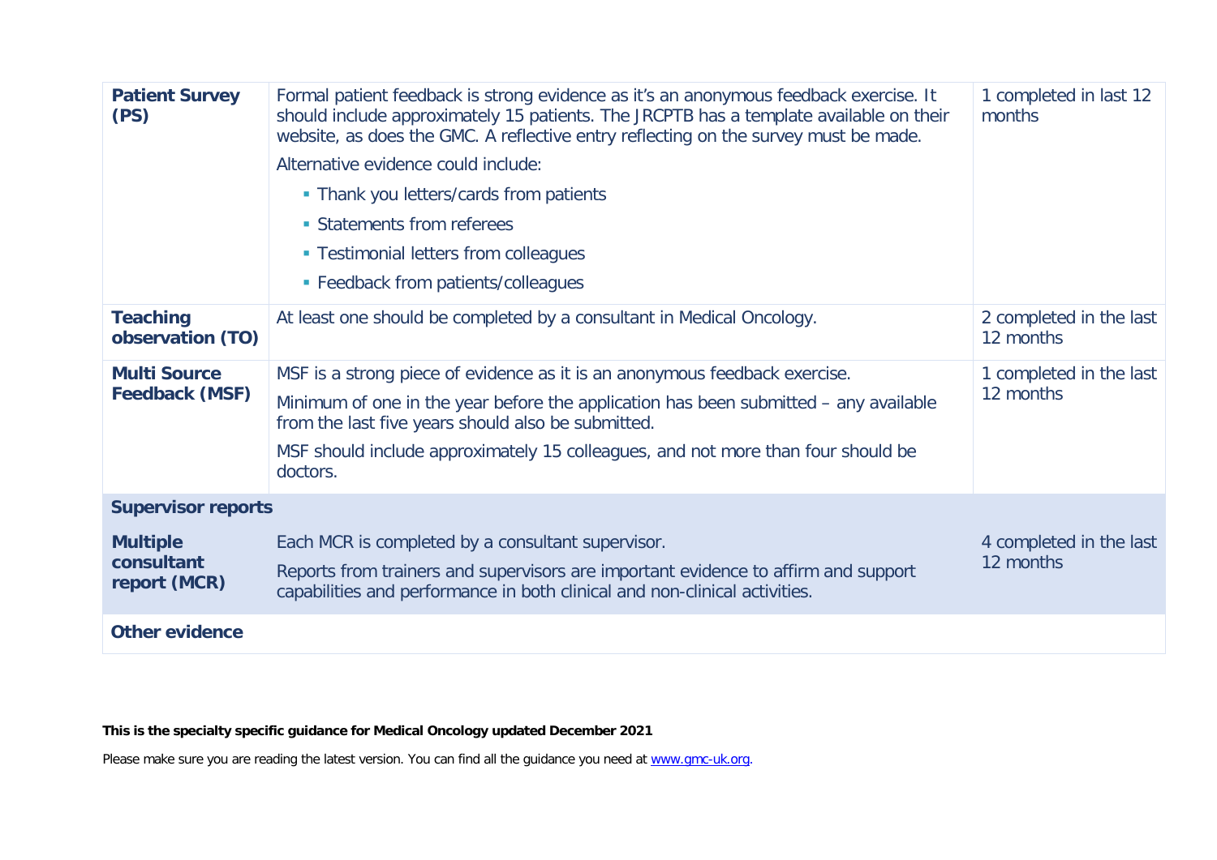| | | |
|---|---|---|
| **Patient Survey (PS)** | Formal patient feedback is strong evidence as it's an anonymous feedback exercise. It should include approximately 15 patients. The JRCPTB has a template available on their website, as does the GMC. A reflective entry reflecting on the survey must be made.<br>Alternative evidence could include:<br>• Thank you letters/cards from patients<br>• Statements from referees<br>• Testimonial letters from colleagues<br>• Feedback from patients/colleagues | 1 completed in last 12 months |
| **Teaching observation (TO)** | At least one should be completed by a consultant in Medical Oncology. | 2 completed in the last 12 months |
| **Multi Source Feedback (MSF)** | MSF is a strong piece of evidence as it is an anonymous feedback exercise.<br>Minimum of one in the year before the application has been submitted – any available from the last five years should also be submitted.<br>MSF should include approximately 15 colleagues, and not more than four should be doctors. | 1 completed in the last 12 months |
| **Supervisor reports** | | |
| **Multiple consultant report (MCR)** | Each MCR is completed by a consultant supervisor.<br>Reports from trainers and supervisors are important evidence to affirm and support capabilities and performance in both clinical and non-clinical activities. | 4 completed in the last 12 months |
| **Other evidence** | | |

**This is the specialty specific guidance for Medical Oncology updated December 2021**

Please make sure you are reading the latest version. You can find all the guidance you need at [www.gmc-uk.org](http://www.gmc-uk.org).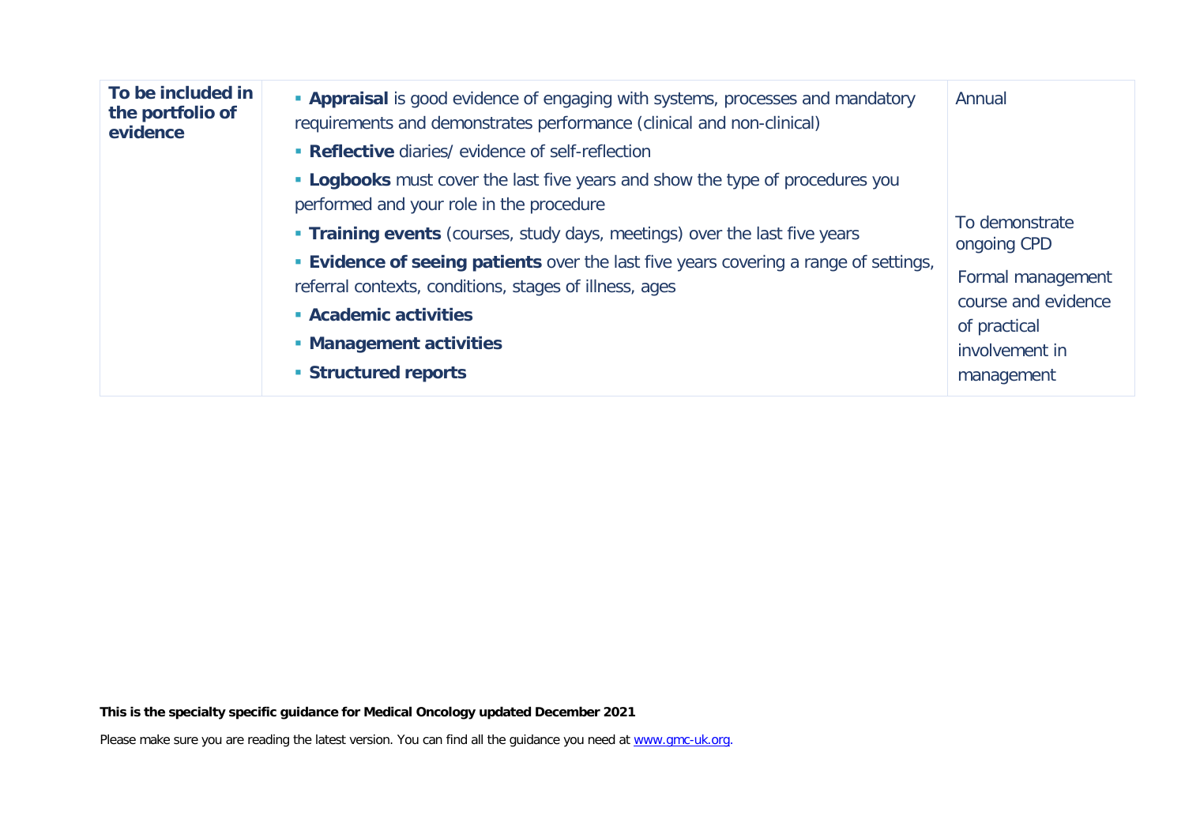| To be included in the portfolio of evidence | - **Appraisal** is good evidence of engaging with systems, processes and mandatory requirements and demonstrates performance (clinical and non-clinical)<br>- **Reflective** diaries/ evidence of self-reflection<br>- **Logbooks** must cover the last five years and show the type of procedures you performed and your role in the procedure<br>- **Training events** (courses, study days, meetings) over the last five years<br>- **Evidence of seeing patients** over the last five years covering a range of settings, referral contexts, conditions, stages of illness, ages<br>- **Academic activities**<br>- **Management activities**<br>- **Structured reports** | Annual<br><br>To demonstrate ongoing CPD<br><br>Formal management course and evidence of practical involvement in management |
|---|---|---|

**This is the specialty specific guidance for Medical Oncology updated December 2021**

Please make sure you are reading the latest version. You can find all the guidance you need at [www.gmc-uk.org](www.gmc-uk.org).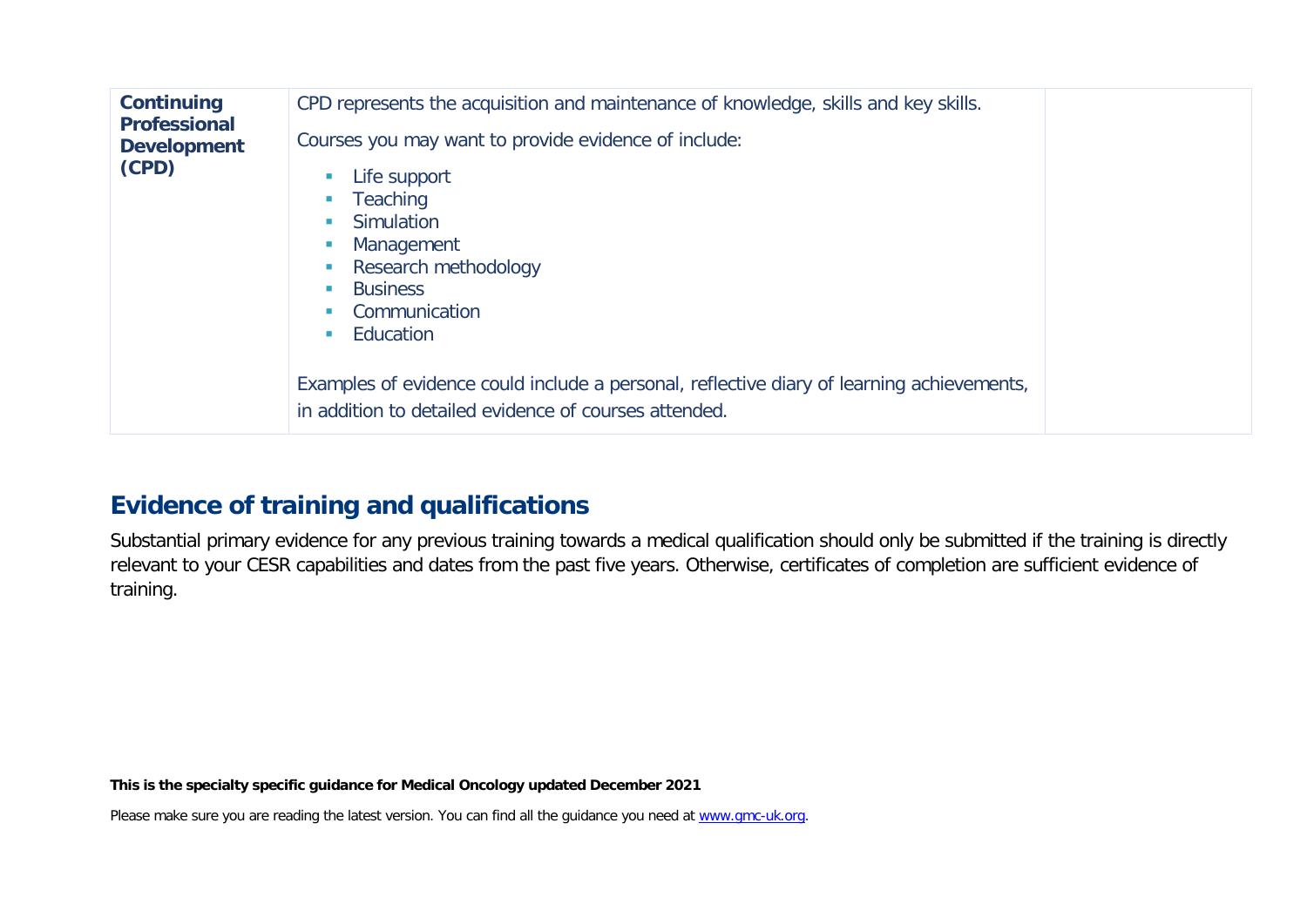| Continuing Professional Development (CPD) | CPD represents the acquisition and maintenance of knowledge, skills and key skills.<br><br>Courses you may want to provide evidence of include:<br><br>- Life support<br>- Teaching<br>- Simulation<br>- Management<br>- Research methodology<br>- Business<br>- Communication<br>- Education<br><br>Examples of evidence could include a personal, reflective diary of learning achievements, in addition to detailed evidence of courses attended. | |
|---|---|---|

## Evidence of training and qualifications

Substantial primary evidence for any previous training towards a medical qualification should only be submitted if the training is directly relevant to your CESR capabilities and dates from the past five years. Otherwise, certificates of completion are sufficient evidence of training.

**This is the specialty specific guidance for Medical Oncology updated December 2021**

Please make sure you are reading the latest version. You can find all the guidance you need at www.gmc-uk.org.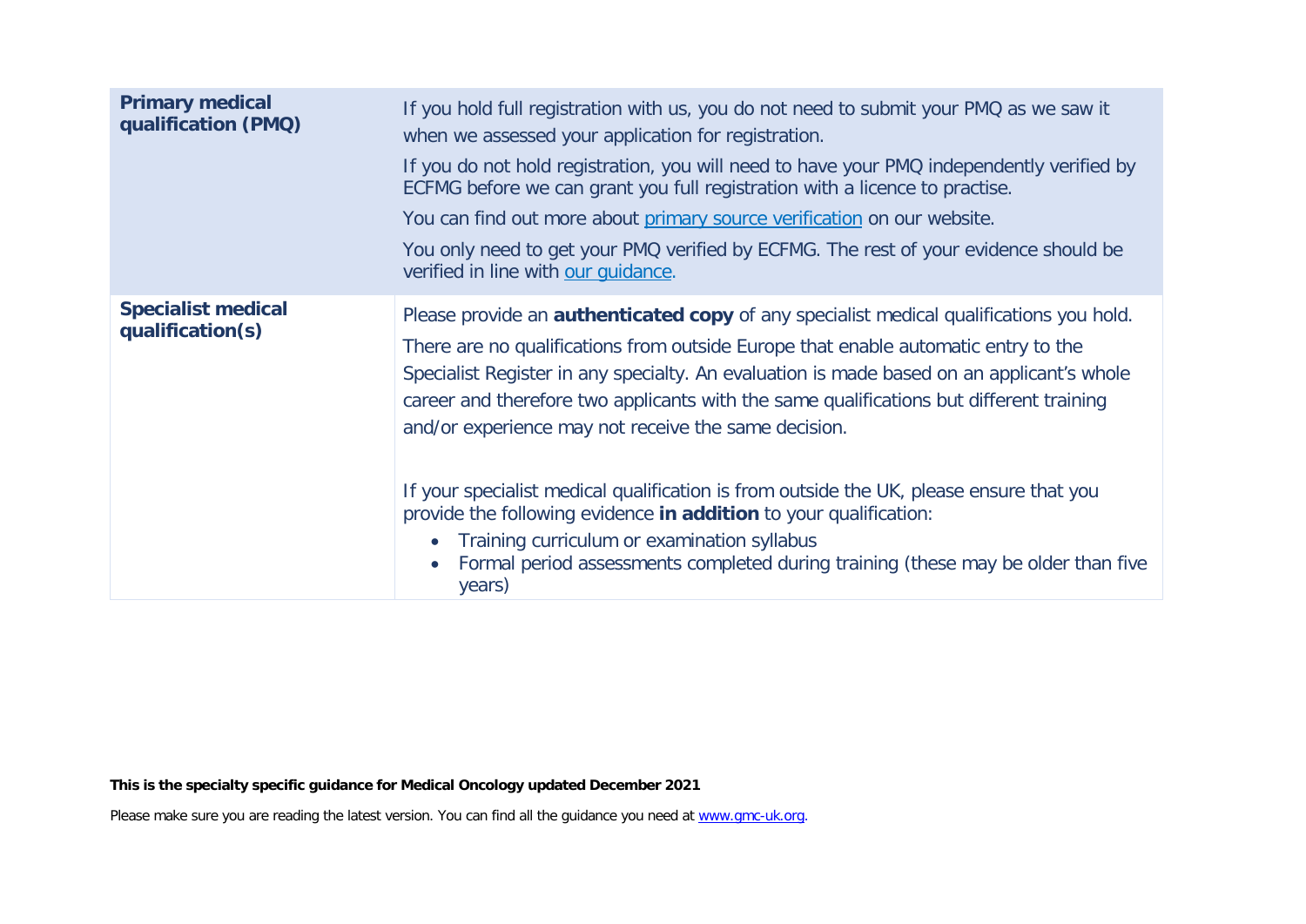| | |
|---|---|
| **Primary medical qualification (PMQ)** | If you hold full registration with us, you do not need to submit your PMQ as we saw it when we assessed your application for registration.<br><br>If you do not hold registration, you will need to have your PMQ independently verified by ECFMG before we can grant you full registration with a licence to practise.<br><br>You can find out more about [primary source verification](#) on our website.<br><br>You only need to get your PMQ verified by ECFMG. The rest of your evidence should be verified in line with [our guidance](#). |
| **Specialist medical qualification(s)** | Please provide an **authenticated copy** of any specialist medical qualifications you hold.<br><br>There are no qualifications from outside Europe that enable automatic entry to the Specialist Register in any specialty. An evaluation is made based on an applicant's whole career and therefore two applicants with the same qualifications but different training and/or experience may not receive the same decision.<br><br>If your specialist medical qualification is from outside the UK, please ensure that you provide the following evidence **in addition** to your qualification:<br>• Training curriculum or examination syllabus<br>• Formal period assessments completed during training (these may be older than five years) |

**This is the specialty specific guidance for Medical Oncology updated December 2021**

Please make sure you are reading the latest version. You can find all the guidance you need at [www.gmc-uk.org](www.gmc-uk.org).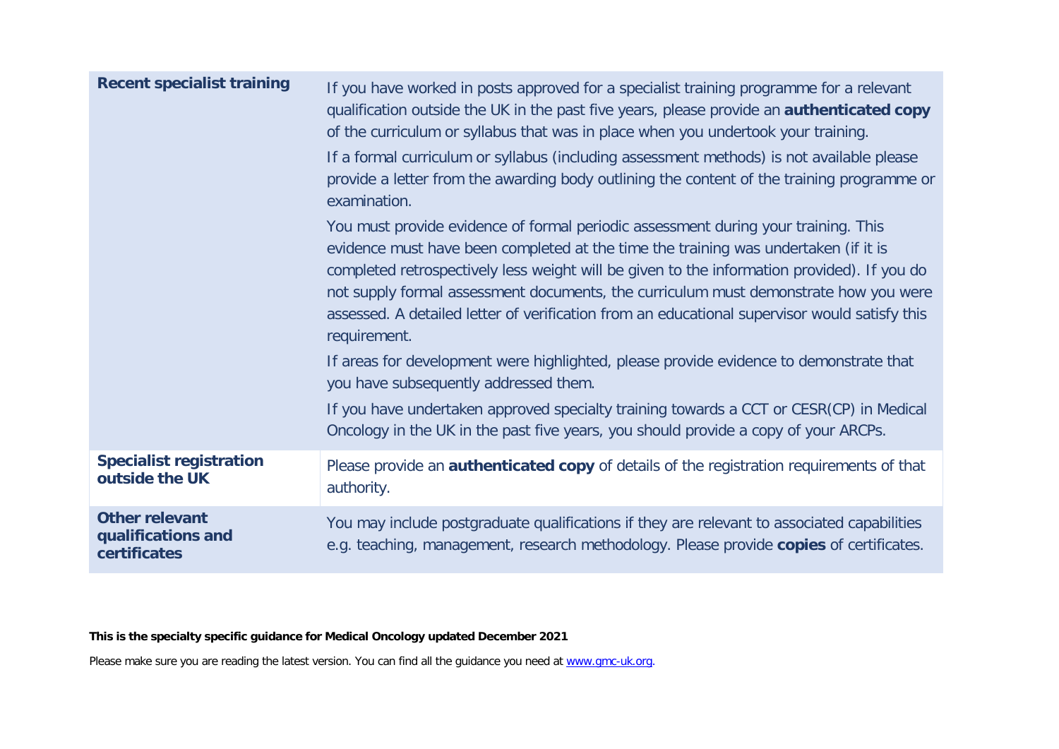| | |
|---|---|
| **Recent specialist training** | If you have worked in posts approved for a specialist training programme for a relevant qualification outside the UK in the past five years, please provide an **authenticated copy** of the curriculum or syllabus that was in place when you undertook your training.<br><br>If a formal curriculum or syllabus (including assessment methods) is not available please provide a letter from the awarding body outlining the content of the training programme or examination.<br><br>You must provide evidence of formal periodic assessment during your training. This evidence must have been completed at the time the training was undertaken (if it is completed retrospectively less weight will be given to the information provided). If you do not supply formal assessment documents, the curriculum must demonstrate how you were assessed. A detailed letter of verification from an educational supervisor would satisfy this requirement.<br><br>If areas for development were highlighted, please provide evidence to demonstrate that you have subsequently addressed them.<br><br>If you have undertaken approved specialty training towards a CCT or CESR(CP) in Medical Oncology in the UK in the past five years, you should provide a copy of your ARCPs. |
| **Specialist registration outside the UK** | Please provide an **authenticated copy** of details of the registration requirements of that authority. |
| **Other relevant qualifications and certificates** | You may include postgraduate qualifications if they are relevant to associated capabilities e.g. teaching, management, research methodology. Please provide **copies** of certificates. |

**This is the specialty specific guidance for Medical Oncology updated December 2021**

Please make sure you are reading the latest version. You can find all the guidance you need at [www.gmc-uk.org](www.gmc-uk.org).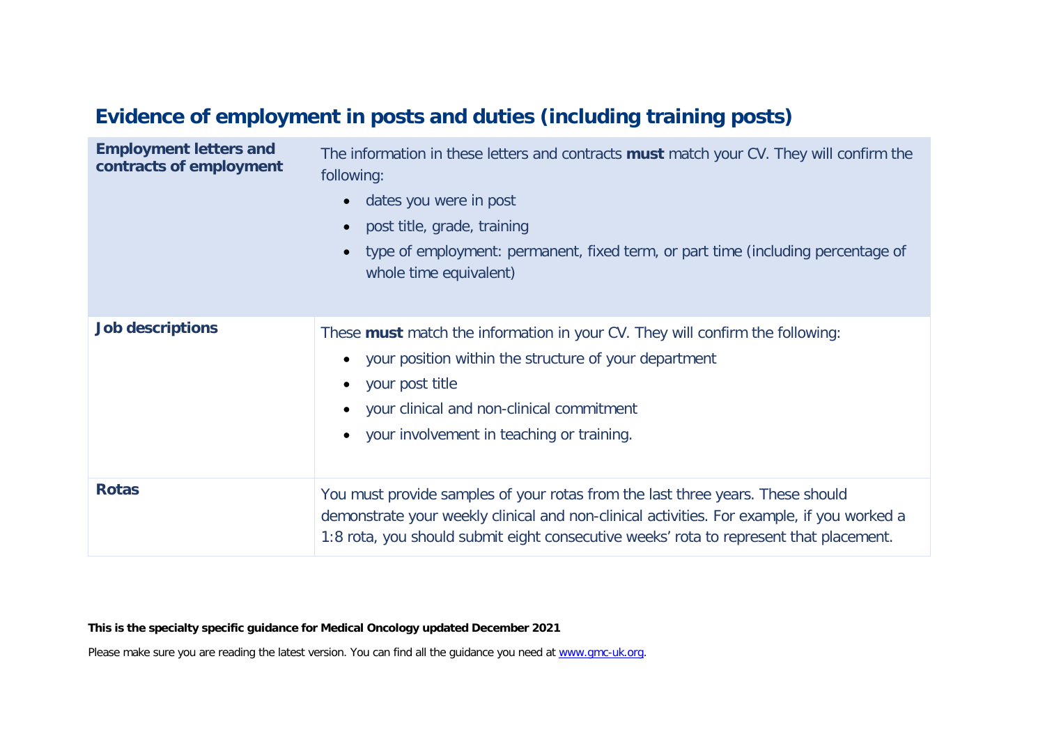## Evidence of employment in posts and duties (including training posts)

| | |
|---|---|
| **Employment letters and contracts of employment** | The information in these letters and contracts **must** match your CV. They will confirm the following:<br>• dates you were in post<br>• post title, grade, training<br>• type of employment: permanent, fixed term, or part time (including percentage of whole time equivalent) |
| **Job descriptions** | These **must** match the information in your CV. They will confirm the following:<br>• your position within the structure of your department<br>• your post title<br>• your clinical and non-clinical commitment<br>• your involvement in teaching or training. |
| **Rotas** | You must provide samples of your rotas from the last three years. These should demonstrate your weekly clinical and non-clinical activities. For example, if you worked a 1:8 rota, you should submit eight consecutive weeks' rota to represent that placement. |

**This is the specialty specific guidance for Medical Oncology updated December 2021**

Please make sure you are reading the latest version. You can find all the guidance you need at [www.gmc-uk.org](http://www.gmc-uk.org).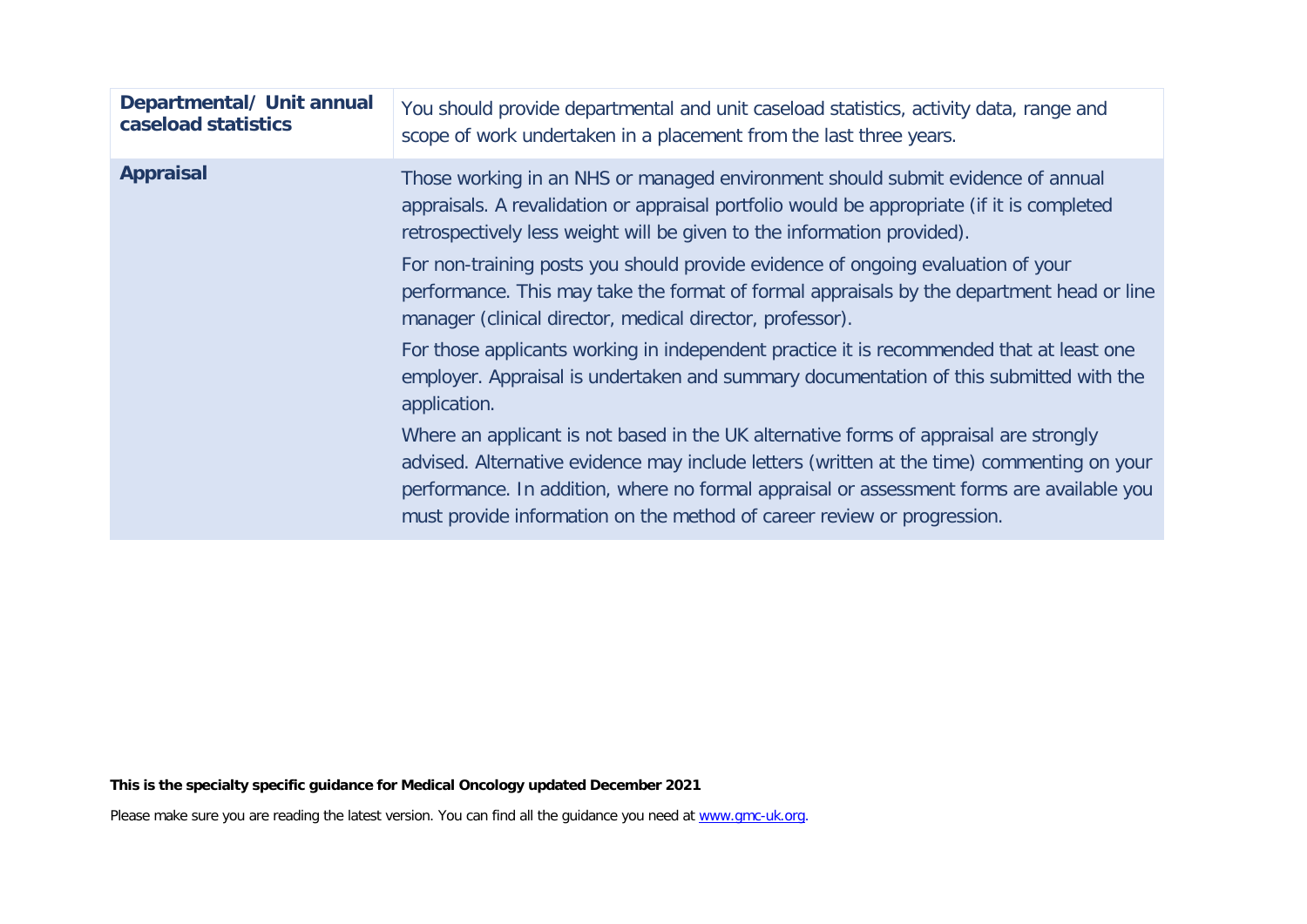| | |
|---|---|
| **Departmental/ Unit annual caseload statistics** | You should provide departmental and unit caseload statistics, activity data, range and scope of work undertaken in a placement from the last three years. |
| **Appraisal** | Those working in an NHS or managed environment should submit evidence of annual appraisals. A revalidation or appraisal portfolio would be appropriate (if it is completed retrospectively less weight will be given to the information provided).<br><br>For non-training posts you should provide evidence of ongoing evaluation of your performance. This may take the format of formal appraisals by the department head or line manager (clinical director, medical director, professor).<br><br>For those applicants working in independent practice it is recommended that at least one employer. Appraisal is undertaken and summary documentation of this submitted with the application.<br><br>Where an applicant is not based in the UK alternative forms of appraisal are strongly advised. Alternative evidence may include letters (written at the time) commenting on your performance. In addition, where no formal appraisal or assessment forms are available you must provide information on the method of career review or progression. |

**This is the specialty specific guidance for Medical Oncology updated December 2021**

Please make sure you are reading the latest version. You can find all the guidance you need at [www.gmc-uk.org](http://www.gmc-uk.org).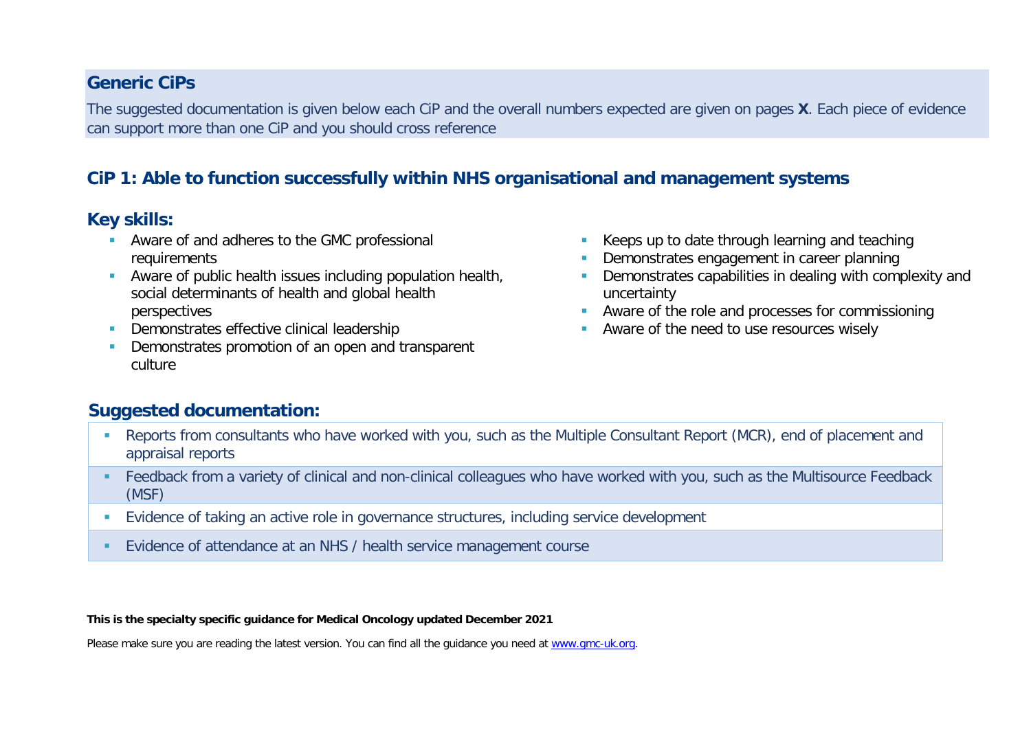## Generic CiPs

The suggested documentation is given below each CiP and the overall numbers expected are given on pages **X**. Each piece of evidence can support more than one CiP and you should cross reference

## CiP 1: Able to function successfully within NHS organisational and management systems

### Key skills:

- Aware of and adheres to the GMC professional requirements
- Aware of public health issues including population health, social determinants of health and global health perspectives
- Demonstrates effective clinical leadership
- Demonstrates promotion of an open and transparent culture
- Keeps up to date through learning and teaching
- Demonstrates engagement in career planning
- Demonstrates capabilities in dealing with complexity and uncertainty
- Aware of the role and processes for commissioning
- Aware of the need to use resources wisely

### Suggested documentation:

- Reports from consultants who have worked with you, such as the Multiple Consultant Report (MCR), end of placement and appraisal reports
- Feedback from a variety of clinical and non-clinical colleagues who have worked with you, such as the Multisource Feedback (MSF)
- Evidence of taking an active role in governance structures, including service development
- Evidence of attendance at an NHS / health service management course

**This is the specialty specific guidance for Medical Oncology updated December 2021**

Please make sure you are reading the latest version. You can find all the guidance you need at [www.gmc-uk.org](www.gmc-uk.org).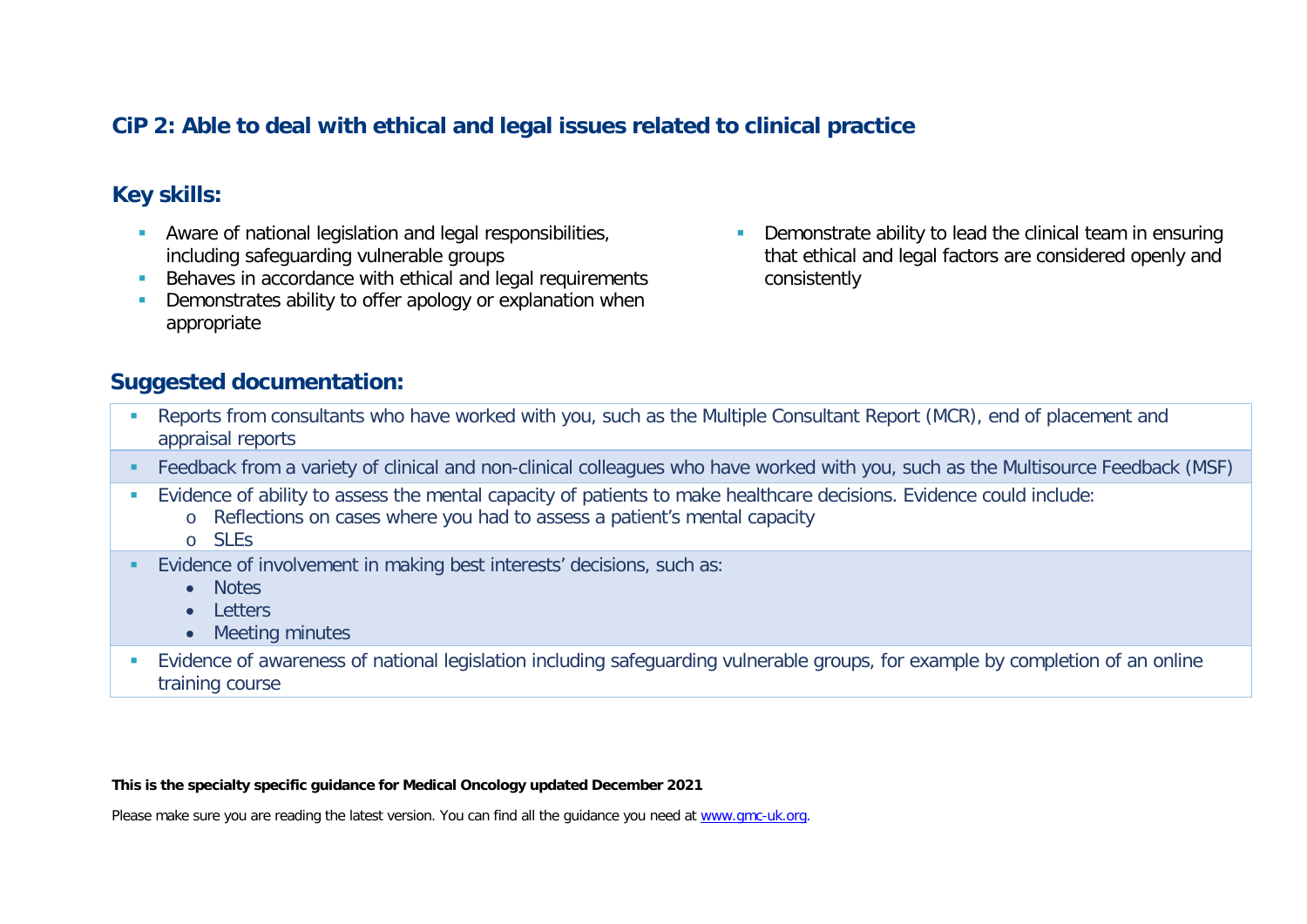## CiP 2: Able to deal with ethical and legal issues related to clinical practice

### Key skills:

- Aware of national legislation and legal responsibilities, including safeguarding vulnerable groups
- Behaves in accordance with ethical and legal requirements
- Demonstrates ability to offer apology or explanation when appropriate
- Demonstrate ability to lead the clinical team in ensuring that ethical and legal factors are considered openly and consistently

### Suggested documentation:

- Reports from consultants who have worked with you, such as the Multiple Consultant Report (MCR), end of placement and appraisal reports
- Feedback from a variety of clinical and non-clinical colleagues who have worked with you, such as the Multisource Feedback (MSF)
- Evidence of ability to assess the mental capacity of patients to make healthcare decisions. Evidence could include:
  - Reflections on cases where you had to assess a patient's mental capacity
  - SLEs
- Evidence of involvement in making best interests' decisions, such as:
  - Notes
  - Letters
  - Meeting minutes
- Evidence of awareness of national legislation including safeguarding vulnerable groups, for example by completion of an online training course

**This is the specialty specific guidance for Medical Oncology updated December 2021**

Please make sure you are reading the latest version. You can find all the guidance you need at www.gmc-uk.org.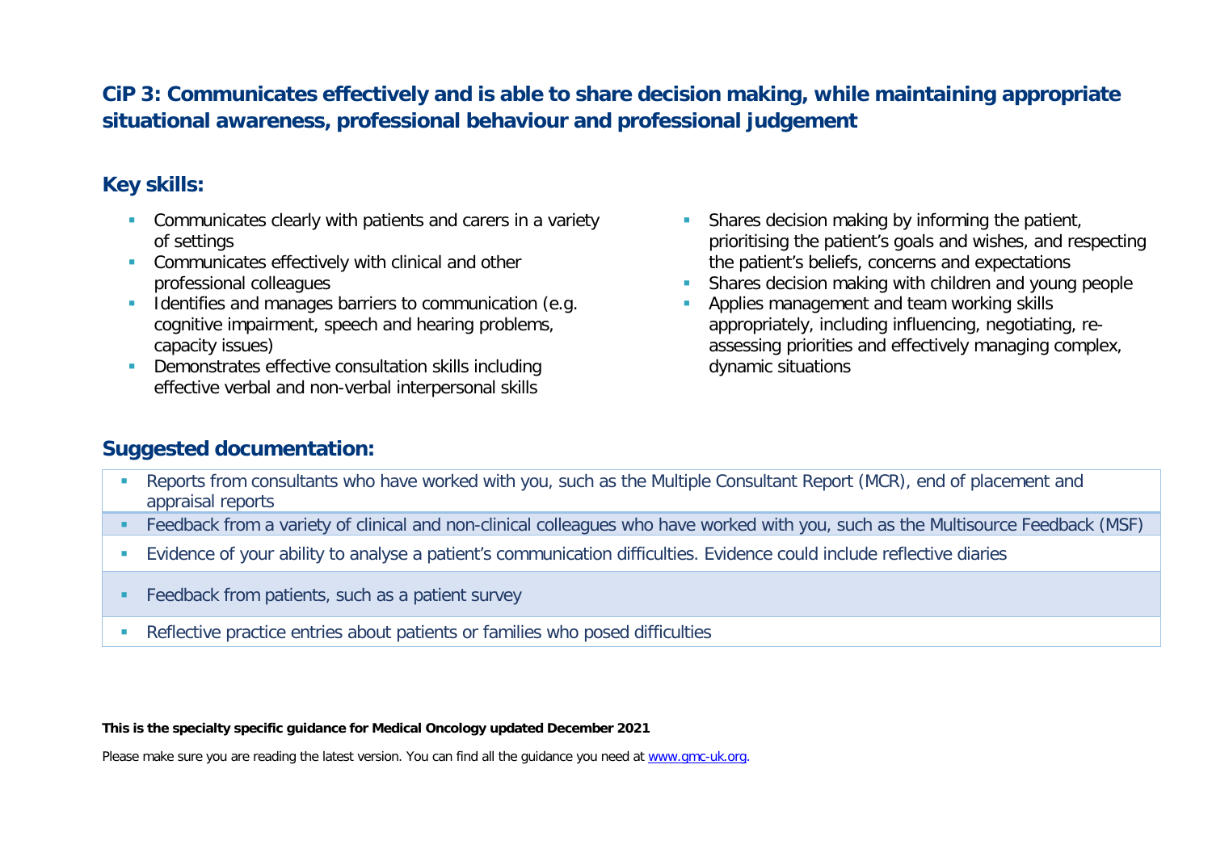## CiP 3: Communicates effectively and is able to share decision making, while maintaining appropriate situational awareness, professional behaviour and professional judgement

### Key skills:

- Communicates clearly with patients and carers in a variety of settings
- Communicates effectively with clinical and other professional colleagues
- Identifies and manages barriers to communication (e.g. cognitive impairment, speech and hearing problems, capacity issues)
- Demonstrates effective consultation skills including effective verbal and non-verbal interpersonal skills
- Shares decision making by informing the patient, prioritising the patient's goals and wishes, and respecting the patient's beliefs, concerns and expectations
- Shares decision making with children and young people
- Applies management and team working skills appropriately, including influencing, negotiating, re-assessing priorities and effectively managing complex, dynamic situations

### Suggested documentation:

- Reports from consultants who have worked with you, such as the Multiple Consultant Report (MCR), end of placement and appraisal reports
- Feedback from a variety of clinical and non-clinical colleagues who have worked with you, such as the Multisource Feedback (MSF)
- Evidence of your ability to analyse a patient's communication difficulties. Evidence could include reflective diaries
- Feedback from patients, such as a patient survey
- Reflective practice entries about patients or families who posed difficulties

**This is the specialty specific guidance for Medical Oncology updated December 2021**

Please make sure you are reading the latest version. You can find all the guidance you need at www.gmc-uk.org.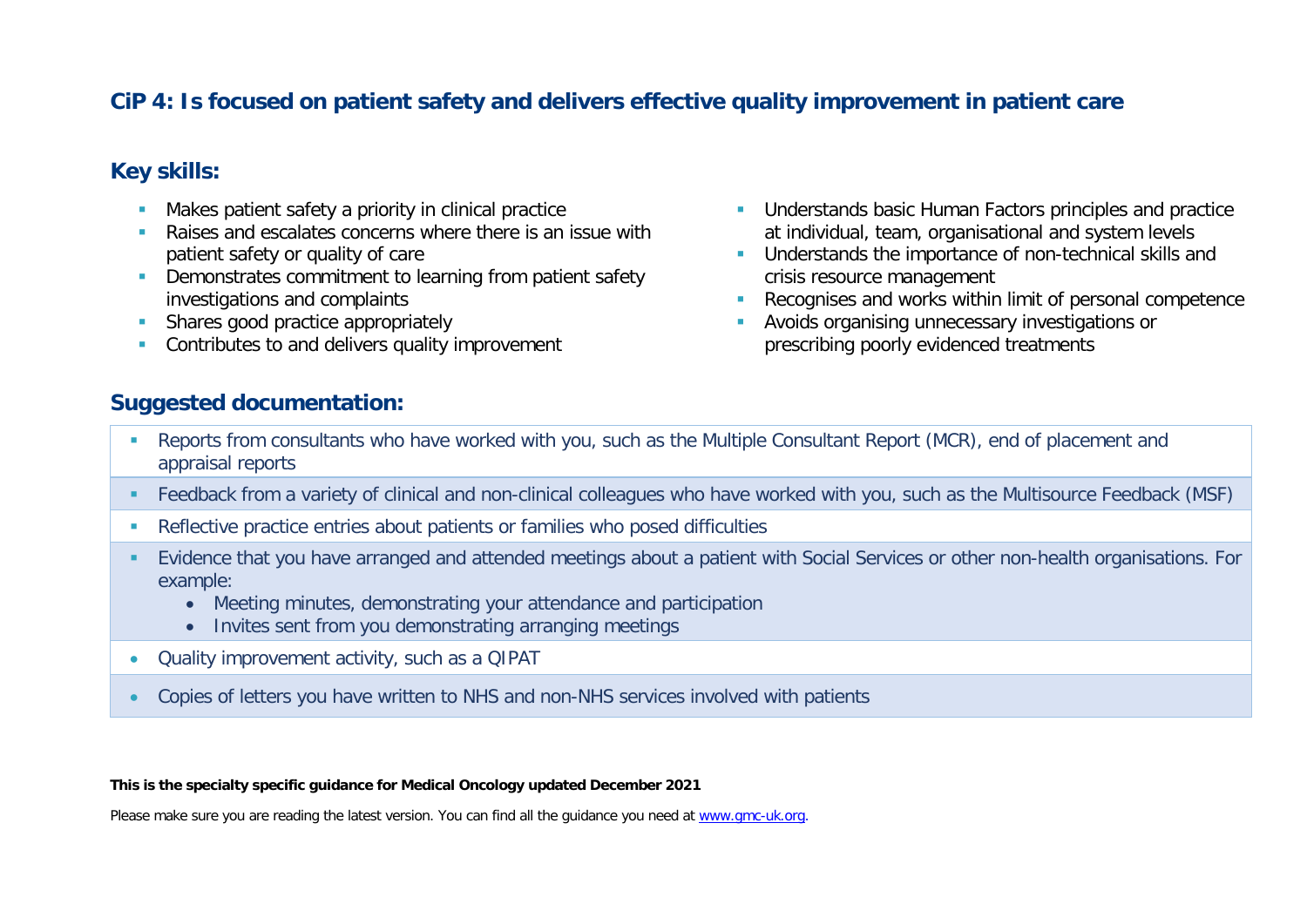## CiP 4: Is focused on patient safety and delivers effective quality improvement in patient care

### Key skills:

- Makes patient safety a priority in clinical practice
- Raises and escalates concerns where there is an issue with patient safety or quality of care
- Demonstrates commitment to learning from patient safety investigations and complaints
- Shares good practice appropriately
- Contributes to and delivers quality improvement
- Understands basic Human Factors principles and practice at individual, team, organisational and system levels
- Understands the importance of non-technical skills and crisis resource management
- Recognises and works within limit of personal competence
- Avoids organising unnecessary investigations or prescribing poorly evidenced treatments

### Suggested documentation:

- Reports from consultants who have worked with you, such as the Multiple Consultant Report (MCR), end of placement and appraisal reports
- Feedback from a variety of clinical and non-clinical colleagues who have worked with you, such as the Multisource Feedback (MSF)
- Reflective practice entries about patients or families who posed difficulties
- Evidence that you have arranged and attended meetings about a patient with Social Services or other non-health organisations. For example:
  - Meeting minutes, demonstrating your attendance and participation
  - Invites sent from you demonstrating arranging meetings
- Quality improvement activity, such as a QIPAT
- Copies of letters you have written to NHS and non-NHS services involved with patients

**This is the specialty specific guidance for Medical Oncology updated December 2021**

Please make sure you are reading the latest version. You can find all the guidance you need at [www.gmc-uk.org](www.gmc-uk.org).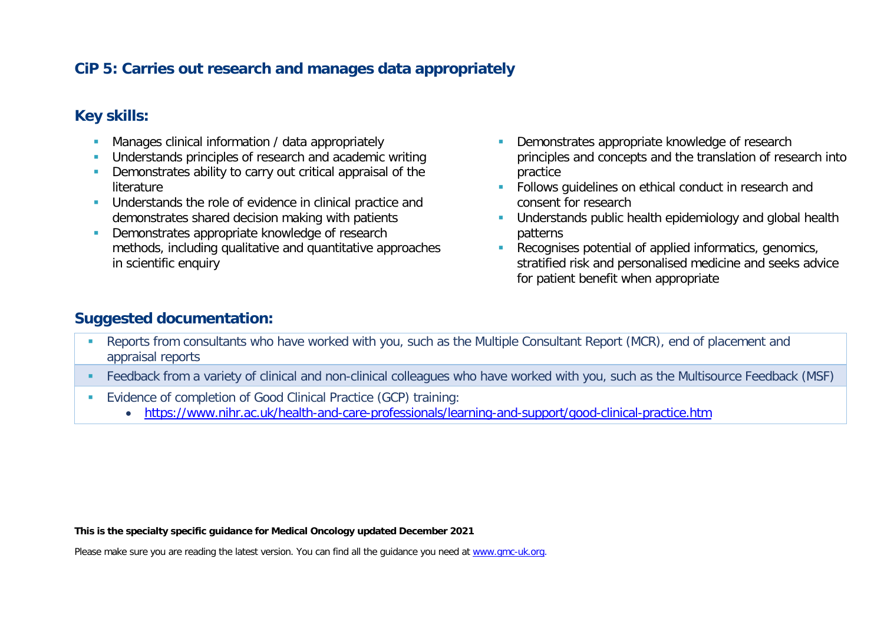## CiP 5: Carries out research and manages data appropriately

### Key skills:

- Manages clinical information / data appropriately
- Understands principles of research and academic writing
- Demonstrates ability to carry out critical appraisal of the literature
- Understands the role of evidence in clinical practice and demonstrates shared decision making with patients
- Demonstrates appropriate knowledge of research methods, including qualitative and quantitative approaches in scientific enquiry
- Demonstrates appropriate knowledge of research principles and concepts and the translation of research into practice
- Follows guidelines on ethical conduct in research and consent for research
- Understands public health epidemiology and global health patterns
- Recognises potential of applied informatics, genomics, stratified risk and personalised medicine and seeks advice for patient benefit when appropriate

### Suggested documentation:

- Reports from consultants who have worked with you, such as the Multiple Consultant Report (MCR), end of placement and appraisal reports
- Feedback from a variety of clinical and non-clinical colleagues who have worked with you, such as the Multisource Feedback (MSF)
- Evidence of completion of Good Clinical Practice (GCP) training:
  - https://www.nihr.ac.uk/health-and-care-professionals/learning-and-support/good-clinical-practice.htm

**This is the specialty specific guidance for Medical Oncology updated December 2021**

Please make sure you are reading the latest version. You can find all the guidance you need at www.gmc-uk.org.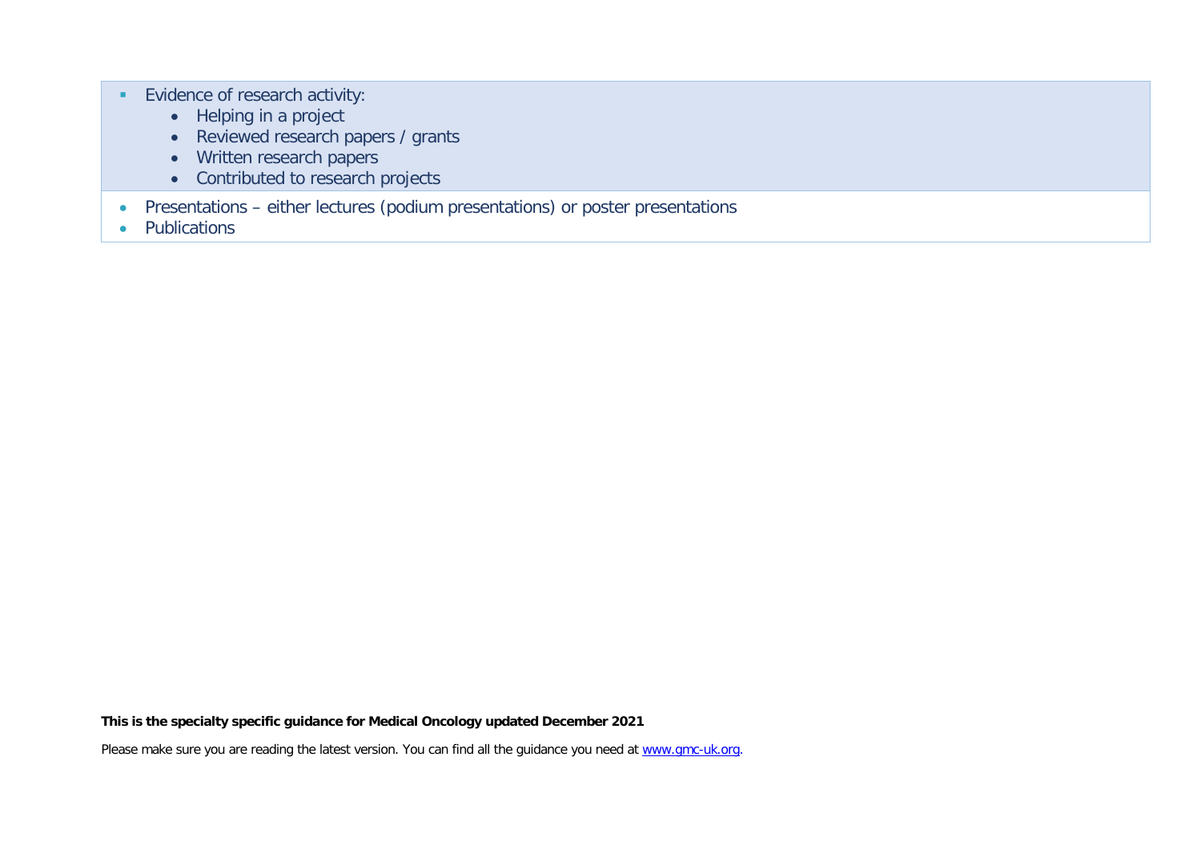- Evidence of research activity:
  - Helping in a project
  - Reviewed research papers / grants
  - Written research papers
  - Contributed to research projects
- Presentations – either lectures (podium presentations) or poster presentations
- Publications

**This is the specialty specific guidance for Medical Oncology updated December 2021**

Please make sure you are reading the latest version. You can find all the guidance you need at [www.gmc-uk.org](www.gmc-uk.org).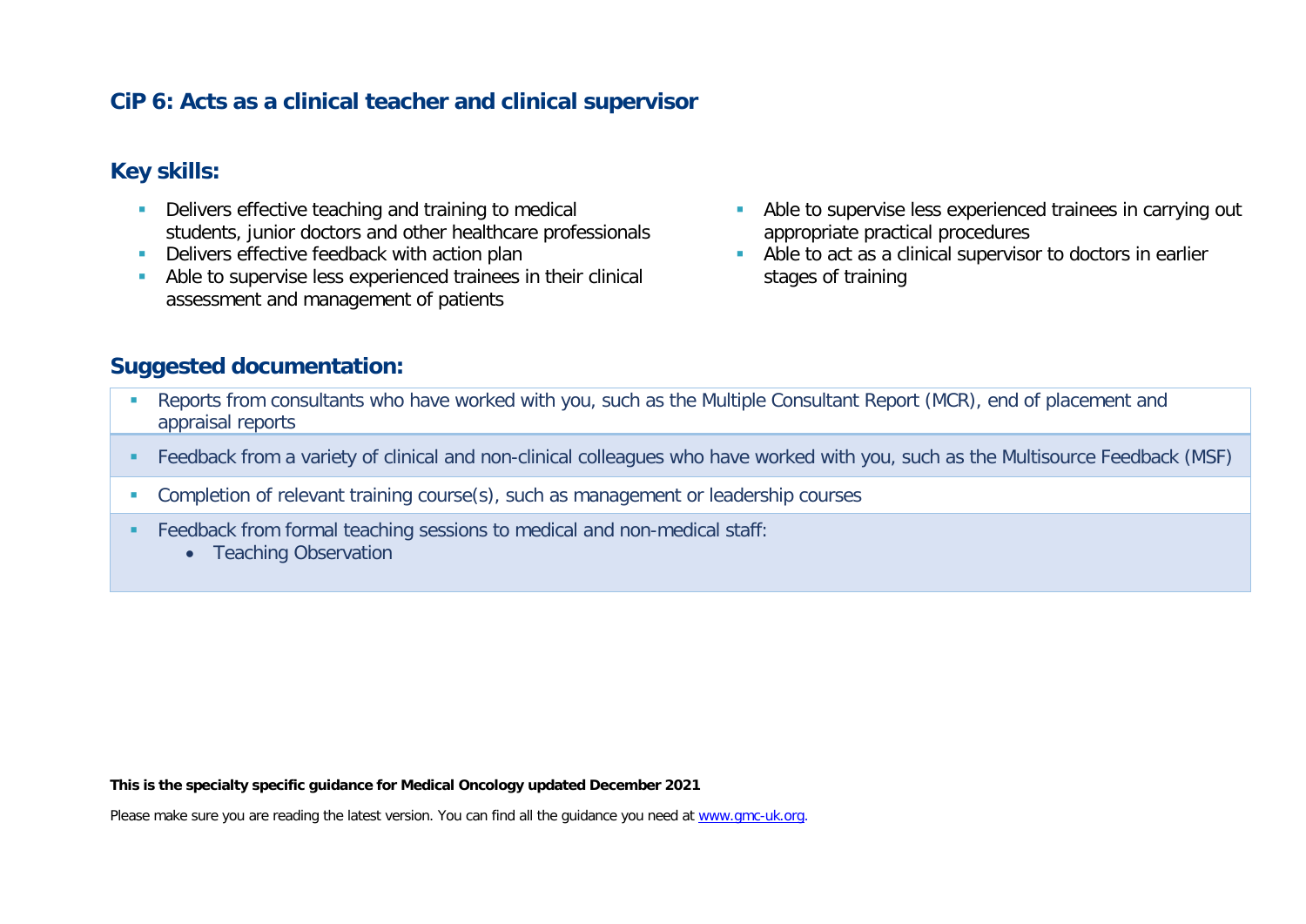## CiP 6: Acts as a clinical teacher and clinical supervisor

### Key skills:

- Delivers effective teaching and training to medical students, junior doctors and other healthcare professionals
- Delivers effective feedback with action plan
- Able to supervise less experienced trainees in their clinical assessment and management of patients
- Able to supervise less experienced trainees in carrying out appropriate practical procedures
- Able to act as a clinical supervisor to doctors in earlier stages of training

### Suggested documentation:

- Reports from consultants who have worked with you, such as the Multiple Consultant Report (MCR), end of placement and appraisal reports
- Feedback from a variety of clinical and non-clinical colleagues who have worked with you, such as the Multisource Feedback (MSF)
- Completion of relevant training course(s), such as management or leadership courses
- Feedback from formal teaching sessions to medical and non-medical staff:
  - Teaching Observation

**This is the specialty specific guidance for Medical Oncology updated December 2021**

Please make sure you are reading the latest version. You can find all the guidance you need at www.gmc-uk.org.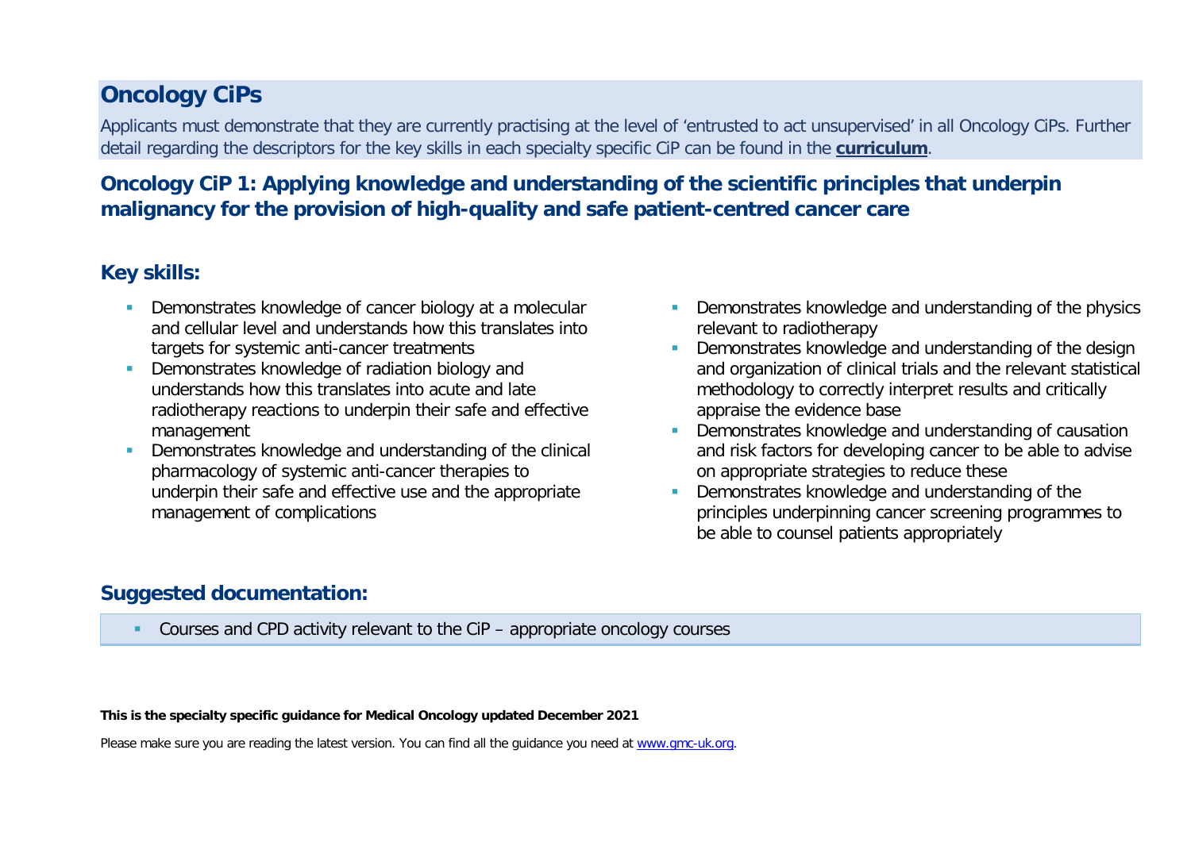## Oncology CiPs

Applicants must demonstrate that they are currently practising at the level of 'entrusted to act unsupervised' in all Oncology CiPs. Further detail regarding the descriptors for the key skills in each specialty specific CiP can be found in the **curriculum**.

### Oncology CiP 1: Applying knowledge and understanding of the scientific principles that underpin malignancy for the provision of high-quality and safe patient-centred cancer care

### Key skills:

- Demonstrates knowledge of cancer biology at a molecular and cellular level and understands how this translates into targets for systemic anti-cancer treatments
- Demonstrates knowledge of radiation biology and understands how this translates into acute and late radiotherapy reactions to underpin their safe and effective management
- Demonstrates knowledge and understanding of the clinical pharmacology of systemic anti-cancer therapies to underpin their safe and effective use and the appropriate management of complications
- Demonstrates knowledge and understanding of the physics relevant to radiotherapy
- Demonstrates knowledge and understanding of the design and organization of clinical trials and the relevant statistical methodology to correctly interpret results and critically appraise the evidence base
- Demonstrates knowledge and understanding of causation and risk factors for developing cancer to be able to advise on appropriate strategies to reduce these
- Demonstrates knowledge and understanding of the principles underpinning cancer screening programmes to be able to counsel patients appropriately

### Suggested documentation:

- Courses and CPD activity relevant to the CiP – appropriate oncology courses

**This is the specialty specific guidance for Medical Oncology updated December 2021**

Please make sure you are reading the latest version. You can find all the guidance you need at www.gmc-uk.org.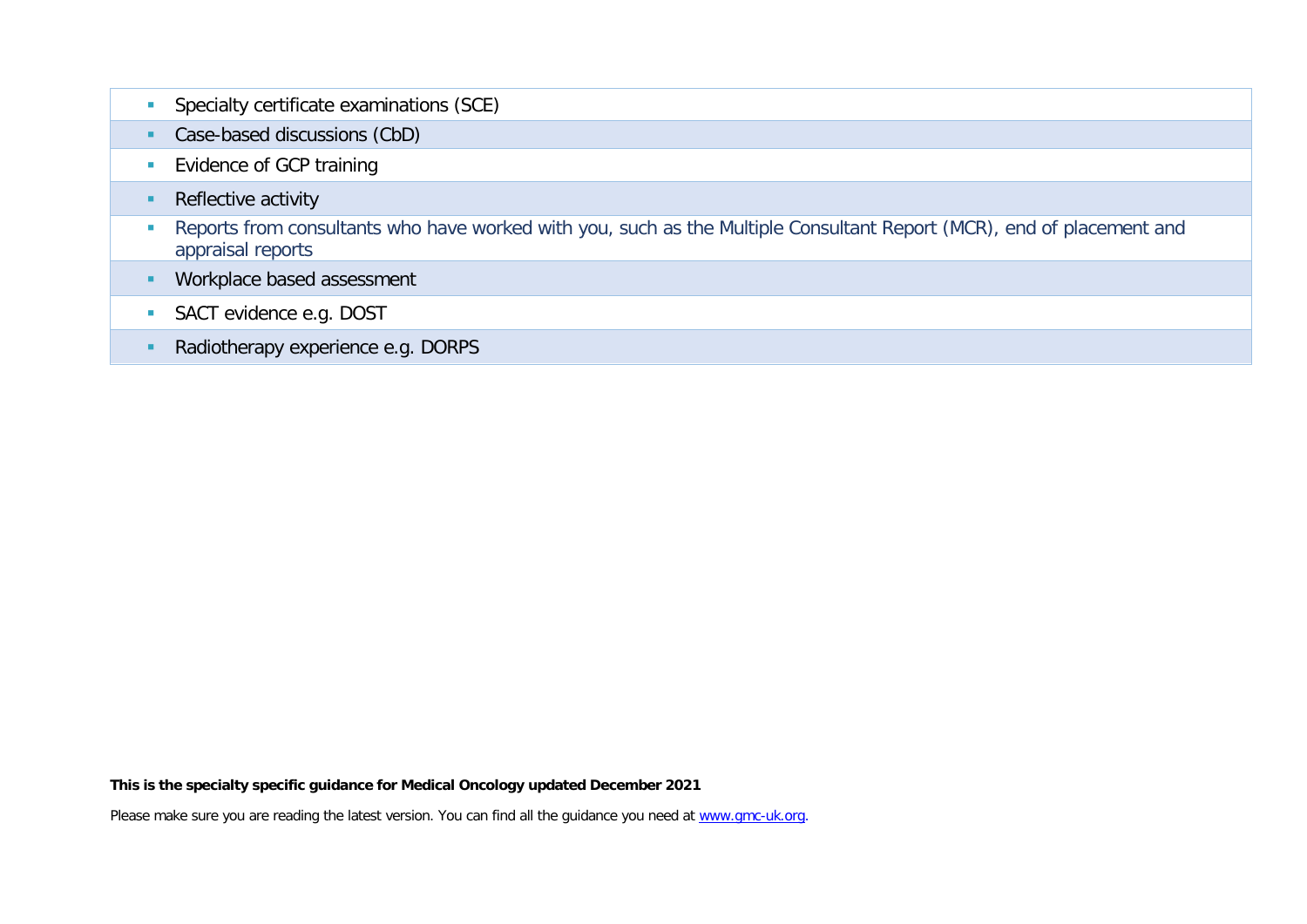- Specialty certificate examinations (SCE)
- Case-based discussions (CbD)
- Evidence of GCP training
- Reflective activity
- Reports from consultants who have worked with you, such as the Multiple Consultant Report (MCR), end of placement and appraisal reports
- Workplace based assessment
- SACT evidence e.g. DOST
- Radiotherapy experience e.g. DORPS

**This is the specialty specific guidance for Medical Oncology updated December 2021**

Please make sure you are reading the latest version. You can find all the guidance you need at [www.gmc-uk.org](http://www.gmc-uk.org).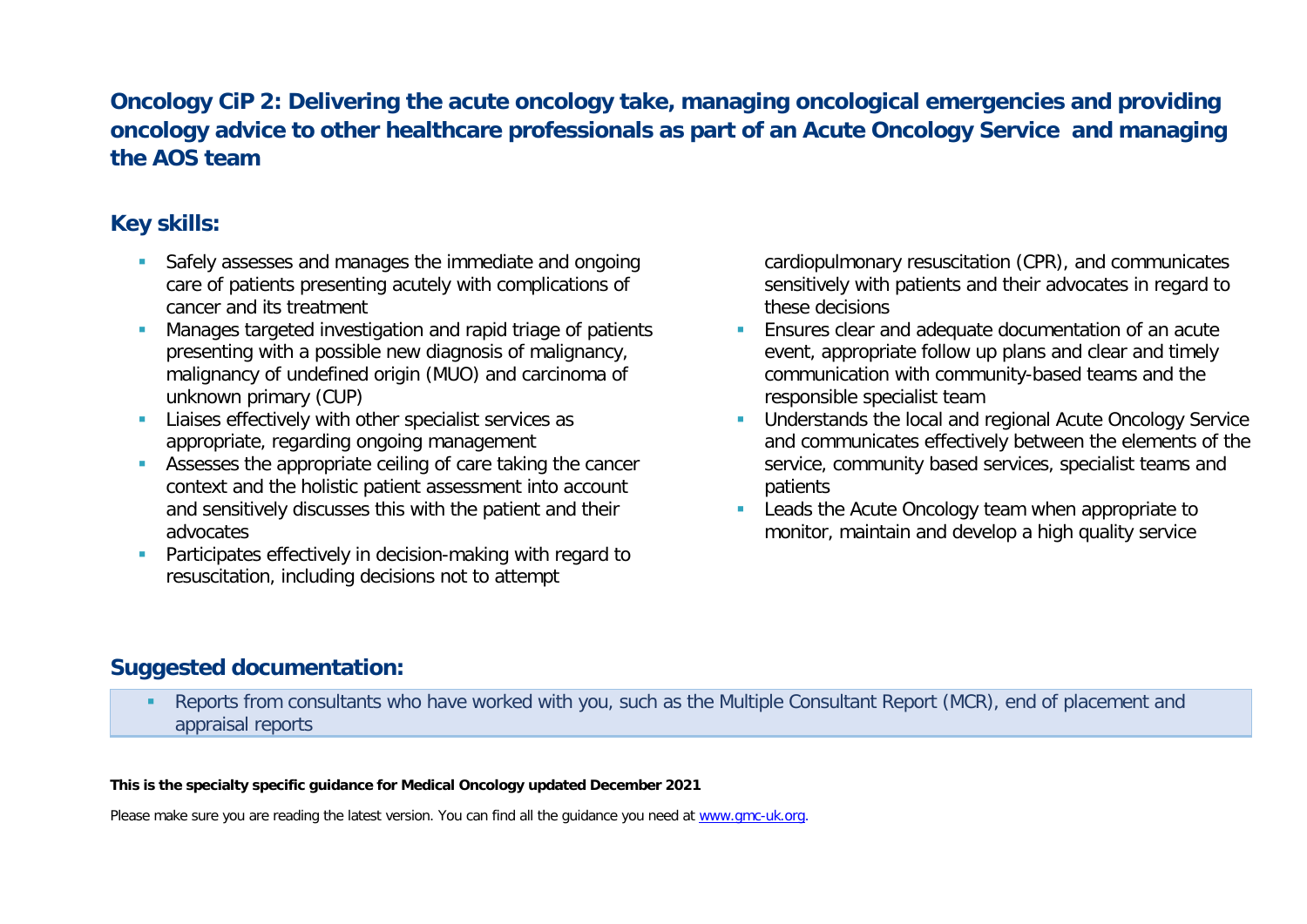## Oncology CiP 2: Delivering the acute oncology take, managing oncological emergencies and providing oncology advice to other healthcare professionals as part of an Acute Oncology Service and managing the AOS team

### Key skills:

- Safely assesses and manages the immediate and ongoing care of patients presenting acutely with complications of cancer and its treatment
- Manages targeted investigation and rapid triage of patients presenting with a possible new diagnosis of malignancy, malignancy of undefined origin (MUO) and carcinoma of unknown primary (CUP)
- Liaises effectively with other specialist services as appropriate, regarding ongoing management
- Assesses the appropriate ceiling of care taking the cancer context and the holistic patient assessment into account and sensitively discusses this with the patient and their advocates
- Participates effectively in decision-making with regard to resuscitation, including decisions not to attempt cardiopulmonary resuscitation (CPR), and communicates sensitively with patients and their advocates in regard to these decisions
- Ensures clear and adequate documentation of an acute event, appropriate follow up plans and clear and timely communication with community-based teams and the responsible specialist team
- Understands the local and regional Acute Oncology Service and communicates effectively between the elements of the service, community based services, specialist teams and patients
- Leads the Acute Oncology team when appropriate to monitor, maintain and develop a high quality service

### Suggested documentation:

- Reports from consultants who have worked with you, such as the Multiple Consultant Report (MCR), end of placement and appraisal reports

**This is the specialty specific guidance for Medical Oncology updated December 2021**

Please make sure you are reading the latest version. You can find all the guidance you need at www.gmc-uk.org.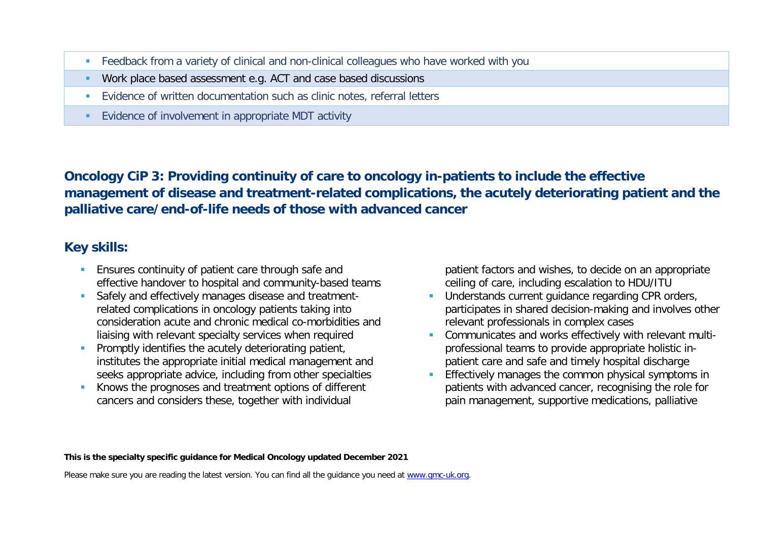- Feedback from a variety of clinical and non-clinical colleagues who have worked with you
- Work place based assessment e.g. ACT and case based discussions
- Evidence of written documentation such as clinic notes, referral letters
- Evidence of involvement in appropriate MDT activity

## Oncology CiP 3: Providing continuity of care to oncology in-patients to include the effective management of disease and treatment-related complications, the acutely deteriorating patient and the palliative care/end-of-life needs of those with advanced cancer

### Key skills:

- Ensures continuity of patient care through safe and effective handover to hospital and community-based teams
- Safely and effectively manages disease and treatment-related complications in oncology patients taking into consideration acute and chronic medical co-morbidities and liaising with relevant specialty services when required
- Promptly identifies the acutely deteriorating patient, institutes the appropriate initial medical management and seeks appropriate advice, including from other specialties
- Knows the prognoses and treatment options of different cancers and considers these, together with individual patient factors and wishes, to decide on an appropriate ceiling of care, including escalation to HDU/ITU
- Understands current guidance regarding CPR orders, participates in shared decision-making and involves other relevant professionals in complex cases
- Communicates and works effectively with relevant multi-professional teams to provide appropriate holistic in-patient care and safe and timely hospital discharge
- Effectively manages the common physical symptoms in patients with advanced cancer, recognising the role for pain management, supportive medications, palliative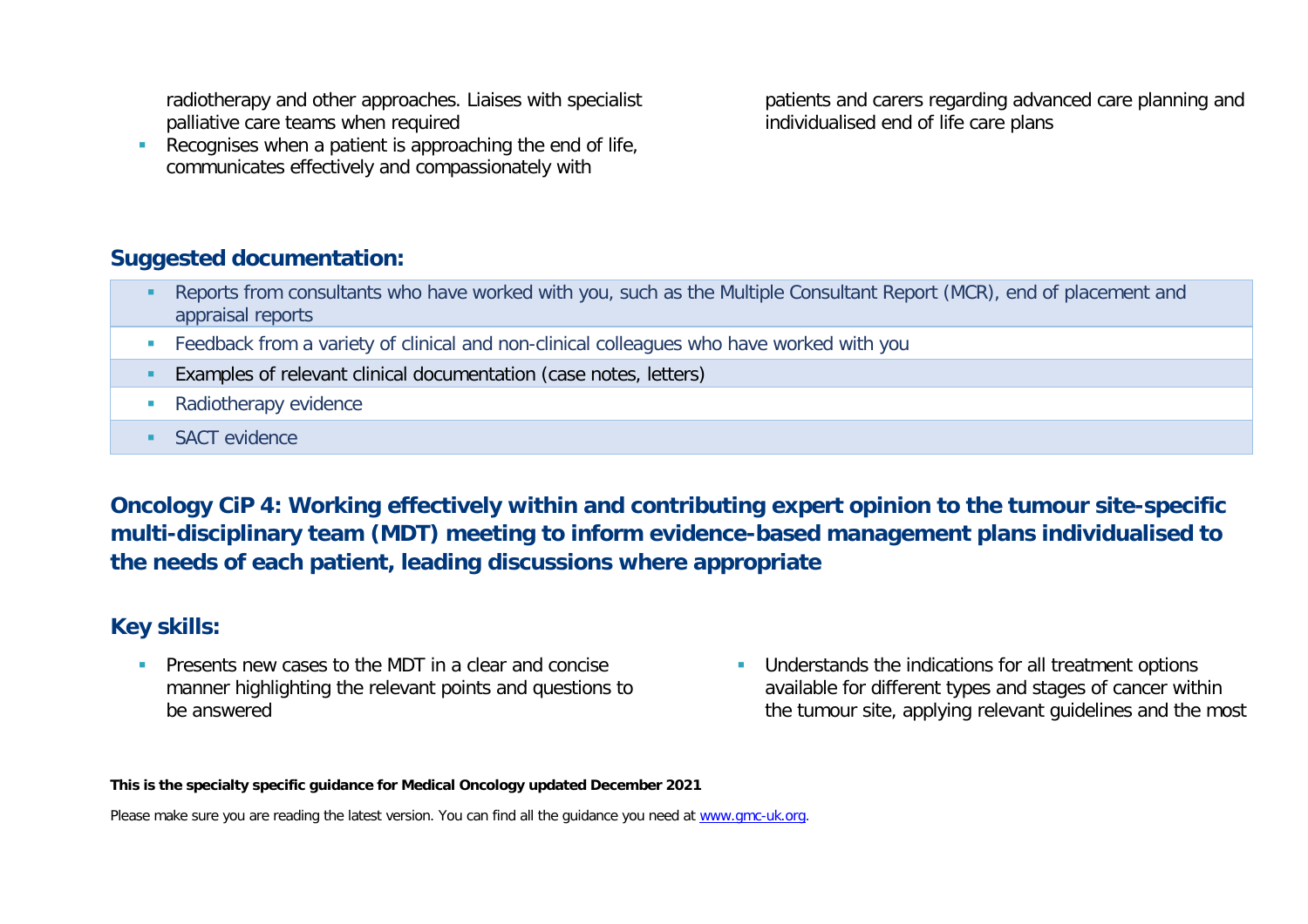radiotherapy and other approaches. Liaises with specialist palliative care teams when required
- Recognises when a patient is approaching the end of life, communicates effectively and compassionately with patients and carers regarding advanced care planning and individualised end of life care plans

## Suggested documentation:

- Reports from consultants who have worked with you, such as the Multiple Consultant Report (MCR), end of placement and appraisal reports
- Feedback from a variety of clinical and non-clinical colleagues who have worked with you
- Examples of relevant clinical documentation (case notes, letters)
- Radiotherapy evidence
- SACT evidence

## Oncology CiP 4: Working effectively within and contributing expert opinion to the tumour site-specific multi-disciplinary team (MDT) meeting to inform evidence-based management plans individualised to the needs of each patient, leading discussions where appropriate

## Key skills:

- Presents new cases to the MDT in a clear and concise manner highlighting the relevant points and questions to be answered
- Understands the indications for all treatment options available for different types and stages of cancer within the tumour site, applying relevant guidelines and the most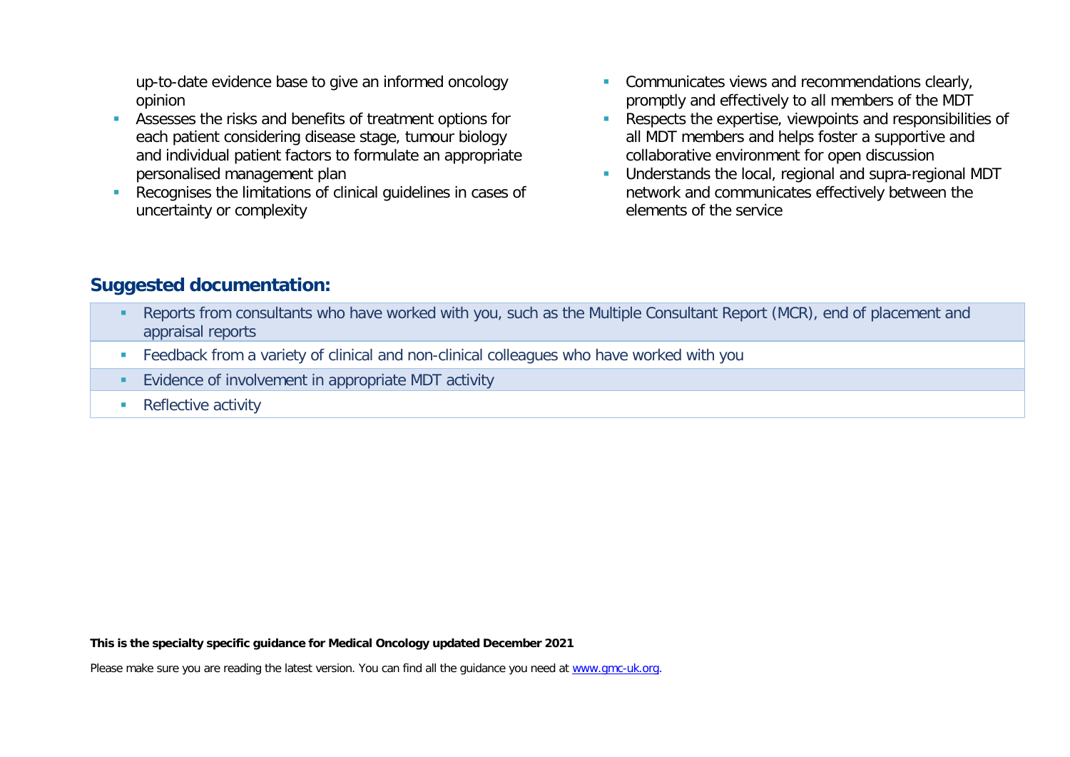up-to-date evidence base to give an informed oncology opinion

- Assesses the risks and benefits of treatment options for each patient considering disease stage, tumour biology and individual patient factors to formulate an appropriate personalised management plan
- Recognises the limitations of clinical guidelines in cases of uncertainty or complexity
- Communicates views and recommendations clearly, promptly and effectively to all members of the MDT
- Respects the expertise, viewpoints and responsibilities of all MDT members and helps foster a supportive and collaborative environment for open discussion
- Understands the local, regional and supra-regional MDT network and communicates effectively between the elements of the service

## Suggested documentation:

- Reports from consultants who have worked with you, such as the Multiple Consultant Report (MCR), end of placement and appraisal reports
- Feedback from a variety of clinical and non-clinical colleagues who have worked with you
- Evidence of involvement in appropriate MDT activity
- Reflective activity

**This is the specialty specific guidance for Medical Oncology updated December 2021**

Please make sure you are reading the latest version. You can find all the guidance you need at [www.gmc-uk.org](www.gmc-uk.org).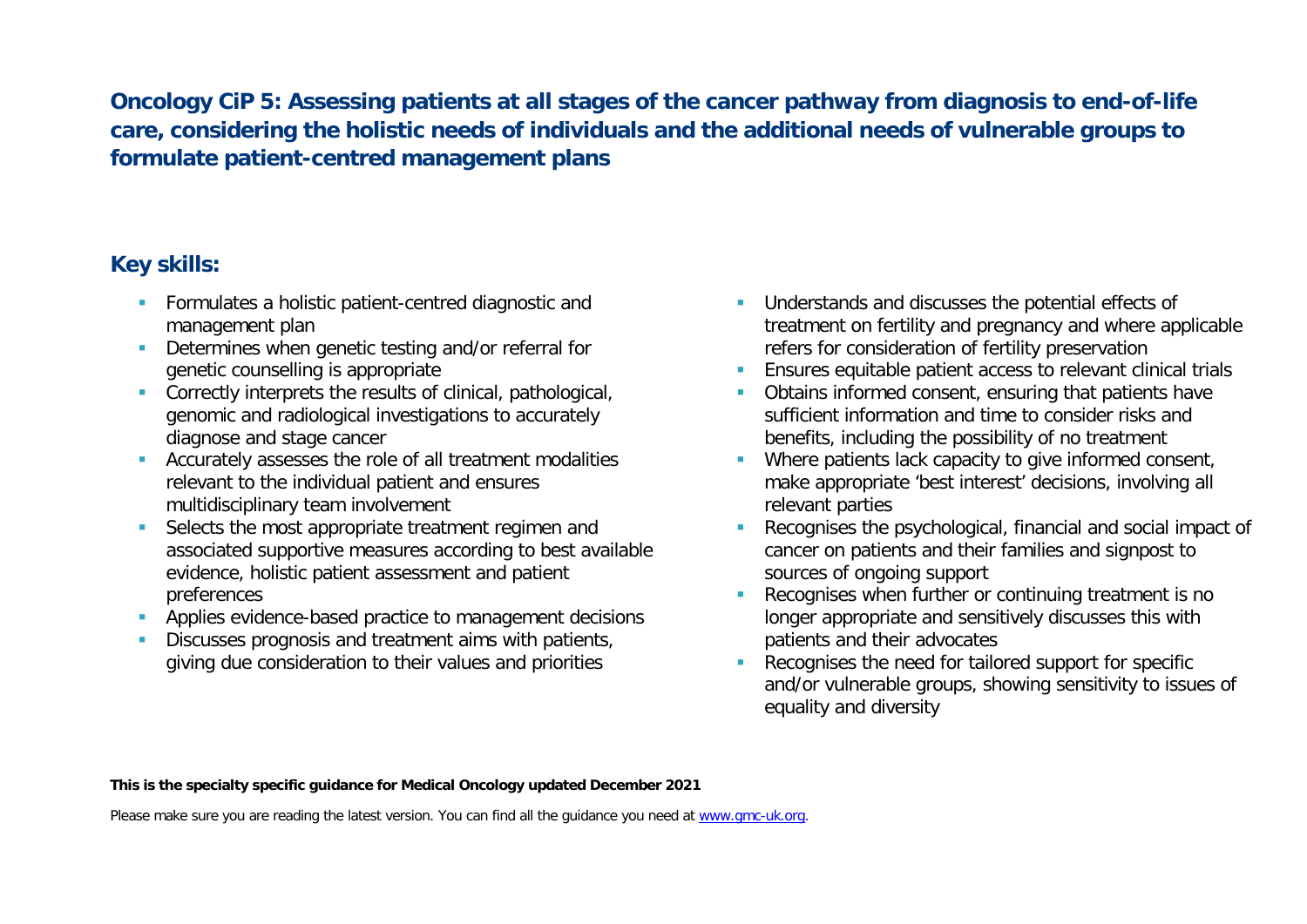## Oncology CiP 5: Assessing patients at all stages of the cancer pathway from diagnosis to end-of-life care, considering the holistic needs of individuals and the additional needs of vulnerable groups to formulate patient-centred management plans

### Key skills:

- Formulates a holistic patient-centred diagnostic and management plan
- Determines when genetic testing and/or referral for genetic counselling is appropriate
- Correctly interprets the results of clinical, pathological, genomic and radiological investigations to accurately diagnose and stage cancer
- Accurately assesses the role of all treatment modalities relevant to the individual patient and ensures multidisciplinary team involvement
- Selects the most appropriate treatment regimen and associated supportive measures according to best available evidence, holistic patient assessment and patient preferences
- Applies evidence-based practice to management decisions
- Discusses prognosis and treatment aims with patients, giving due consideration to their values and priorities
- Understands and discusses the potential effects of treatment on fertility and pregnancy and where applicable refers for consideration of fertility preservation
- Ensures equitable patient access to relevant clinical trials
- Obtains informed consent, ensuring that patients have sufficient information and time to consider risks and benefits, including the possibility of no treatment
- Where patients lack capacity to give informed consent, make appropriate 'best interest' decisions, involving all relevant parties
- Recognises the psychological, financial and social impact of cancer on patients and their families and signpost to sources of ongoing support
- Recognises when further or continuing treatment is no longer appropriate and sensitively discusses this with patients and their advocates
- Recognises the need for tailored support for specific and/or vulnerable groups, showing sensitivity to issues of equality and diversity

**This is the specialty specific guidance for Medical Oncology updated December 2021**

Please make sure you are reading the latest version. You can find all the guidance you need at [www.gmc-uk.org](www.gmc-uk.org).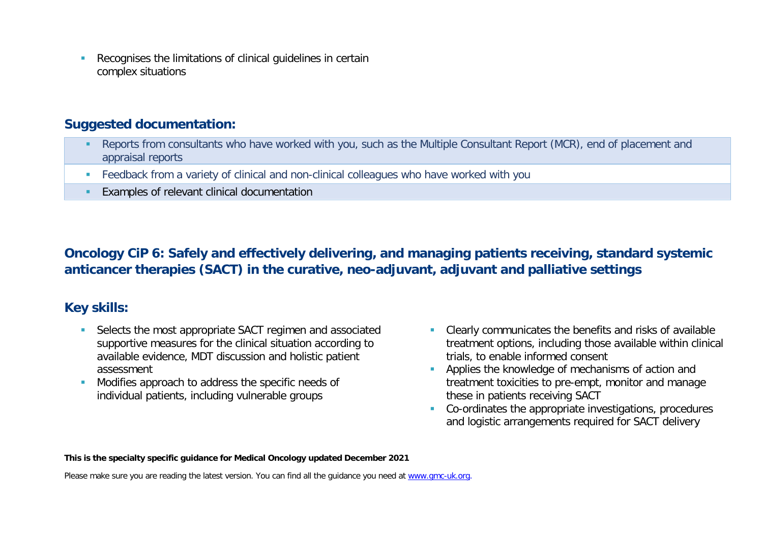- Recognises the limitations of clinical guidelines in certain complex situations

## Suggested documentation:

- Reports from consultants who have worked with you, such as the Multiple Consultant Report (MCR), end of placement and appraisal reports
- Feedback from a variety of clinical and non-clinical colleagues who have worked with you
- Examples of relevant clinical documentation

## Oncology CiP 6: Safely and effectively delivering, and managing patients receiving, standard systemic anticancer therapies (SACT) in the curative, neo-adjuvant, adjuvant and palliative settings

## Key skills:

- Selects the most appropriate SACT regimen and associated supportive measures for the clinical situation according to available evidence, MDT discussion and holistic patient assessment
- Modifies approach to address the specific needs of individual patients, including vulnerable groups
- Clearly communicates the benefits and risks of available treatment options, including those available within clinical trials, to enable informed consent
- Applies the knowledge of mechanisms of action and treatment toxicities to pre-empt, monitor and manage these in patients receiving SACT
- Co-ordinates the appropriate investigations, procedures and logistic arrangements required for SACT delivery

**This is the specialty specific guidance for Medical Oncology updated December 2021**

Please make sure you are reading the latest version. You can find all the guidance you need at www.gmc-uk.org.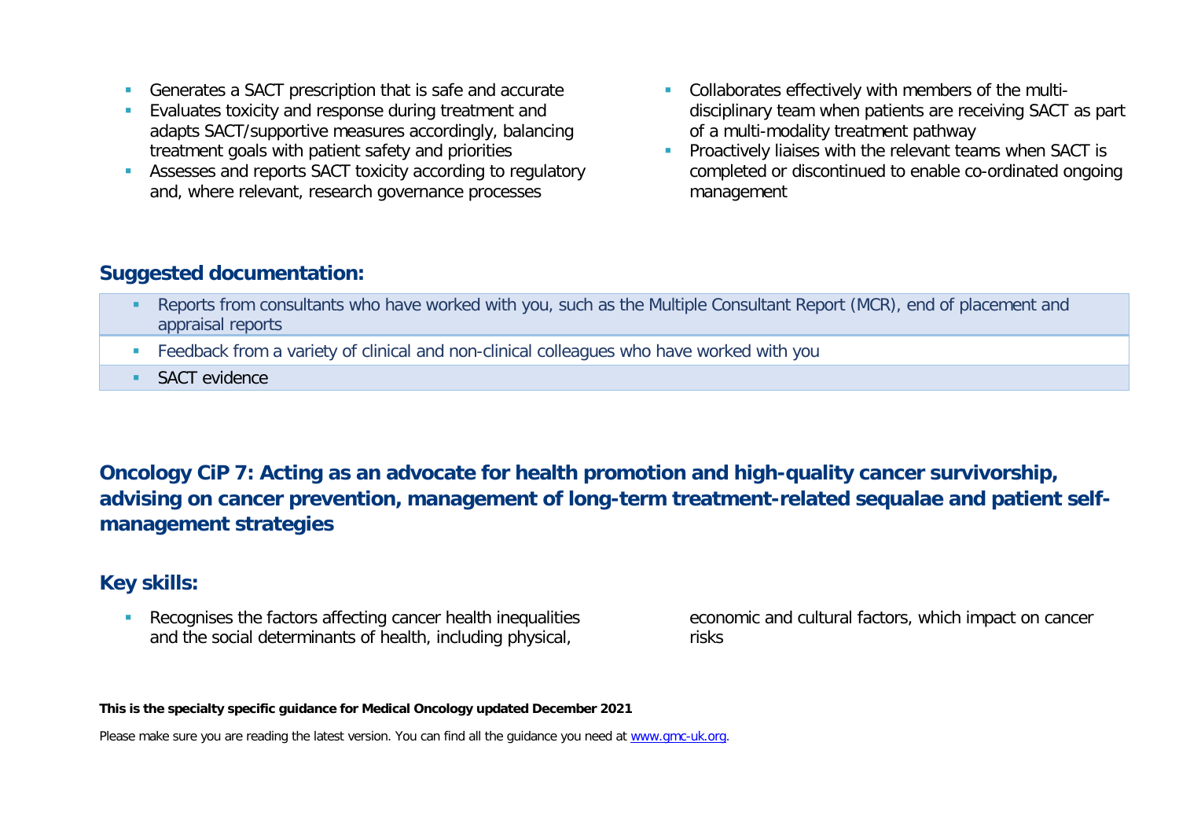- Generates a SACT prescription that is safe and accurate
- Evaluates toxicity and response during treatment and adapts SACT/supportive measures accordingly, balancing treatment goals with patient safety and priorities
- Assesses and reports SACT toxicity according to regulatory and, where relevant, research governance processes
- Collaborates effectively with members of the multi-disciplinary team when patients are receiving SACT as part of a multi-modality treatment pathway
- Proactively liaises with the relevant teams when SACT is completed or discontinued to enable co-ordinated ongoing management

## Suggested documentation:

- Reports from consultants who have worked with you, such as the Multiple Consultant Report (MCR), end of placement and appraisal reports
- Feedback from a variety of clinical and non-clinical colleagues who have worked with you
- SACT evidence

## Oncology CiP 7: Acting as an advocate for health promotion and high-quality cancer survivorship, advising on cancer prevention, management of long-term treatment-related sequalae and patient self-management strategies

## Key skills:

- Recognises the factors affecting cancer health inequalities and the social determinants of health, including physical, economic and cultural factors, which impact on cancer risks

**This is the specialty specific guidance for Medical Oncology updated December 2021**

Please make sure you are reading the latest version. You can find all the guidance you need at www.gmc-uk.org.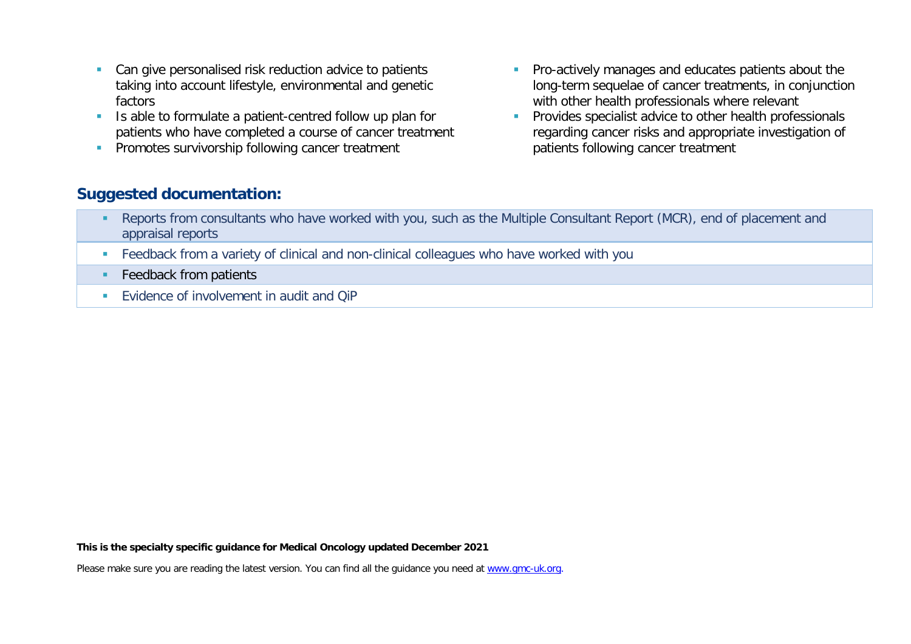- Can give personalised risk reduction advice to patients taking into account lifestyle, environmental and genetic factors
- Is able to formulate a patient-centred follow up plan for patients who have completed a course of cancer treatment
- Promotes survivorship following cancer treatment
- Pro-actively manages and educates patients about the long-term sequelae of cancer treatments, in conjunction with other health professionals where relevant
- Provides specialist advice to other health professionals regarding cancer risks and appropriate investigation of patients following cancer treatment

## Suggested documentation:

- Reports from consultants who have worked with you, such as the Multiple Consultant Report (MCR), end of placement and appraisal reports
- Feedback from a variety of clinical and non-clinical colleagues who have worked with you
- Feedback from patients
- Evidence of involvement in audit and QiP

**This is the specialty specific guidance for Medical Oncology updated December 2021**

Please make sure you are reading the latest version. You can find all the guidance you need at www.gmc-uk.org.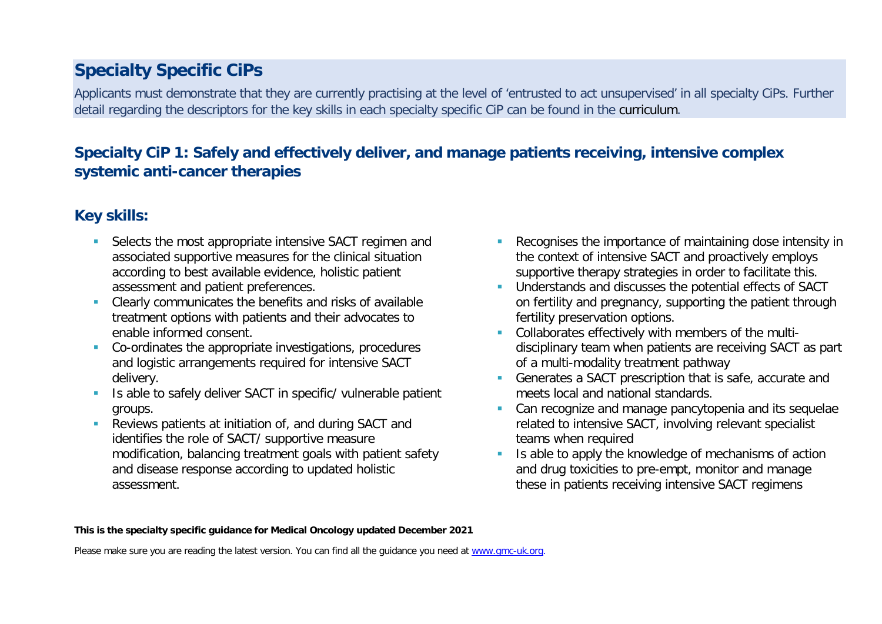## Specialty Specific CiPs

Applicants must demonstrate that they are currently practising at the level of 'entrusted to act unsupervised' in all specialty CiPs. Further detail regarding the descriptors for the key skills in each specialty specific CiP can be found in the curriculum.

### Specialty CiP 1: Safely and effectively deliver, and manage patients receiving, intensive complex systemic anti-cancer therapies

### Key skills:

- Selects the most appropriate intensive SACT regimen and associated supportive measures for the clinical situation according to best available evidence, holistic patient assessment and patient preferences.
- Clearly communicates the benefits and risks of available treatment options with patients and their advocates to enable informed consent.
- Co-ordinates the appropriate investigations, procedures and logistic arrangements required for intensive SACT delivery.
- Is able to safely deliver SACT in specific/ vulnerable patient groups.
- Reviews patients at initiation of, and during SACT and identifies the role of SACT/ supportive measure modification, balancing treatment goals with patient safety and disease response according to updated holistic assessment.
- Recognises the importance of maintaining dose intensity in the context of intensive SACT and proactively employs supportive therapy strategies in order to facilitate this.
- Understands and discusses the potential effects of SACT on fertility and pregnancy, supporting the patient through fertility preservation options.
- Collaborates effectively with members of the multi-disciplinary team when patients are receiving SACT as part of a multi-modality treatment pathway
- Generates a SACT prescription that is safe, accurate and meets local and national standards.
- Can recognize and manage pancytopenia and its sequelae related to intensive SACT, involving relevant specialist teams when required
- Is able to apply the knowledge of mechanisms of action and drug toxicities to pre-empt, monitor and manage these in patients receiving intensive SACT regimens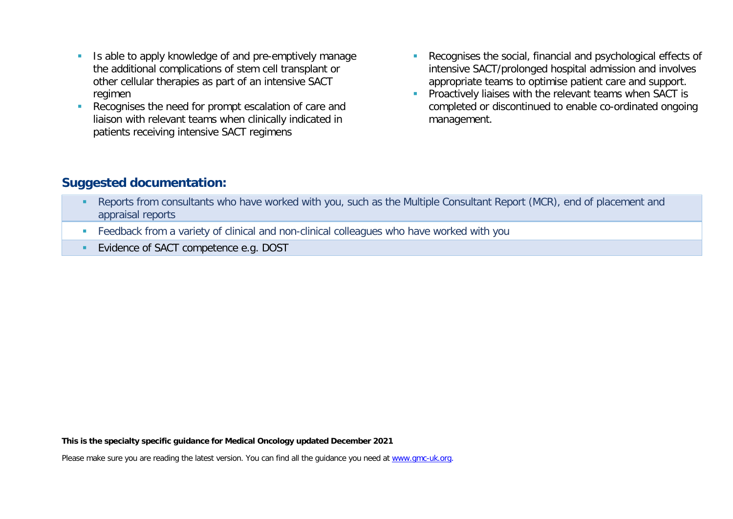- Is able to apply knowledge of and pre-emptively manage the additional complications of stem cell transplant or other cellular therapies as part of an intensive SACT regimen
- Recognises the need for prompt escalation of care and liaison with relevant teams when clinically indicated in patients receiving intensive SACT regimens
- Recognises the social, financial and psychological effects of intensive SACT/prolonged hospital admission and involves appropriate teams to optimise patient care and support.
- Proactively liaises with the relevant teams when SACT is completed or discontinued to enable co-ordinated ongoing management.

## Suggested documentation:

- Reports from consultants who have worked with you, such as the Multiple Consultant Report (MCR), end of placement and appraisal reports
- Feedback from a variety of clinical and non-clinical colleagues who have worked with you
- Evidence of SACT competence e.g. DOST

**This is the specialty specific guidance for Medical Oncology updated December 2021**

Please make sure you are reading the latest version. You can find all the guidance you need at [www.gmc-uk.org](http://www.gmc-uk.org).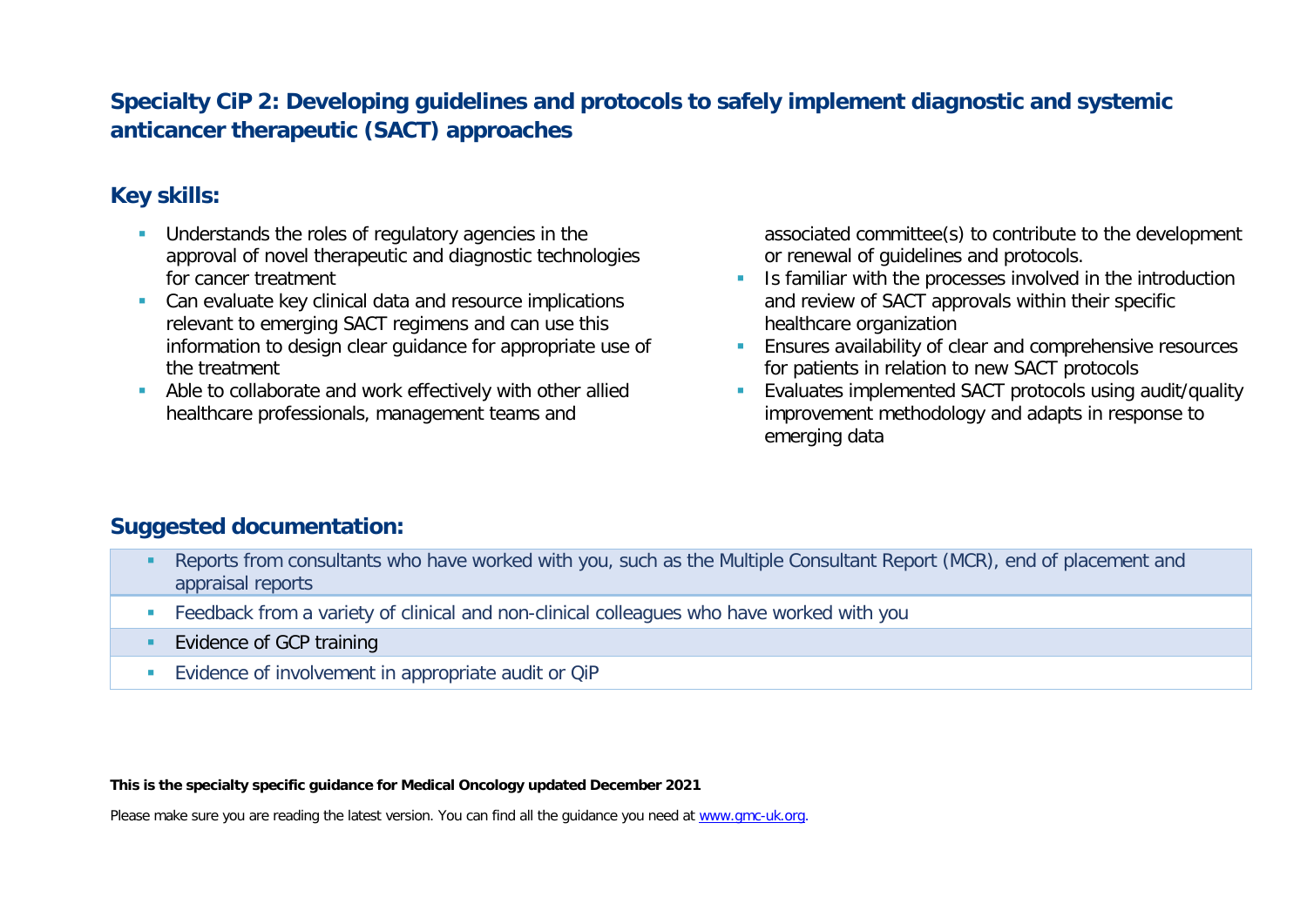## Specialty CiP 2: Developing guidelines and protocols to safely implement diagnostic and systemic anticancer therapeutic (SACT) approaches

### Key skills:

- Understands the roles of regulatory agencies in the approval of novel therapeutic and diagnostic technologies for cancer treatment
- Can evaluate key clinical data and resource implications relevant to emerging SACT regimens and can use this information to design clear guidance for appropriate use of the treatment
- Able to collaborate and work effectively with other allied healthcare professionals, management teams and associated committee(s) to contribute to the development or renewal of guidelines and protocols.
- Is familiar with the processes involved in the introduction and review of SACT approvals within their specific healthcare organization
- Ensures availability of clear and comprehensive resources for patients in relation to new SACT protocols
- Evaluates implemented SACT protocols using audit/quality improvement methodology and adapts in response to emerging data

### Suggested documentation:

- Reports from consultants who have worked with you, such as the Multiple Consultant Report (MCR), end of placement and appraisal reports
- Feedback from a variety of clinical and non-clinical colleagues who have worked with you
- Evidence of GCP training
- Evidence of involvement in appropriate audit or QiP

**This is the specialty specific guidance for Medical Oncology updated December 2021**

Please make sure you are reading the latest version. You can find all the guidance you need at www.gmc-uk.org.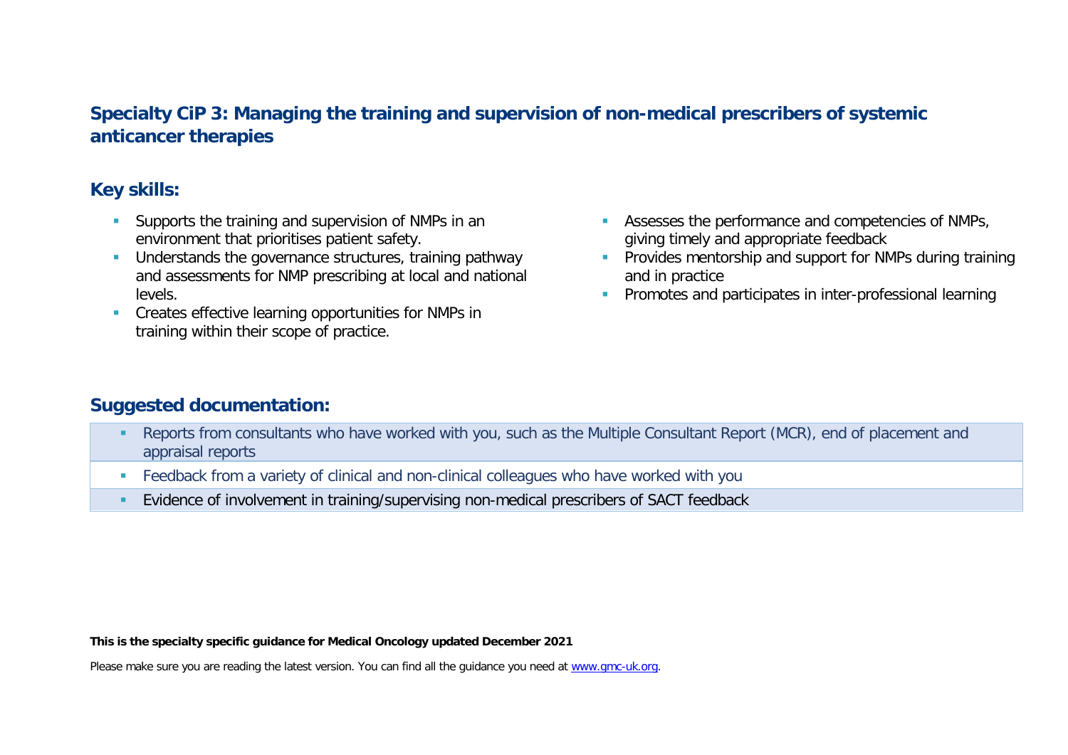## Specialty CiP 3: Managing the training and supervision of non-medical prescribers of systemic anticancer therapies

### Key skills:

- Supports the training and supervision of NMPs in an environment that prioritises patient safety.
- Understands the governance structures, training pathway and assessments for NMP prescribing at local and national levels.
- Creates effective learning opportunities for NMPs in training within their scope of practice.
- Assesses the performance and competencies of NMPs, giving timely and appropriate feedback
- Provides mentorship and support for NMPs during training and in practice
- Promotes and participates in inter-professional learning

### Suggested documentation:

- Reports from consultants who have worked with you, such as the Multiple Consultant Report (MCR), end of placement and appraisal reports
- Feedback from a variety of clinical and non-clinical colleagues who have worked with you
- Evidence of involvement in training/supervising non-medical prescribers of SACT feedback

**This is the specialty specific guidance for Medical Oncology updated December 2021**

Please make sure you are reading the latest version. You can find all the guidance you need at www.gmc-uk.org.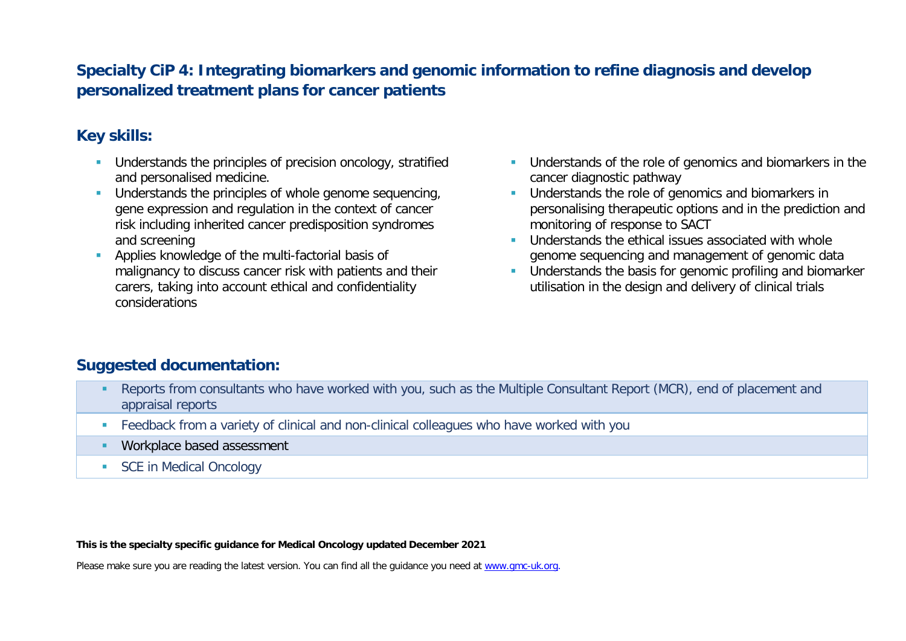## Specialty CiP 4: Integrating biomarkers and genomic information to refine diagnosis and develop personalized treatment plans for cancer patients

### Key skills:

- Understands the principles of precision oncology, stratified and personalised medicine.
- Understands the principles of whole genome sequencing, gene expression and regulation in the context of cancer risk including inherited cancer predisposition syndromes and screening
- Applies knowledge of the multi-factorial basis of malignancy to discuss cancer risk with patients and their carers, taking into account ethical and confidentiality considerations
- Understands of the role of genomics and biomarkers in the cancer diagnostic pathway
- Understands the role of genomics and biomarkers in personalising therapeutic options and in the prediction and monitoring of response to SACT
- Understands the ethical issues associated with whole genome sequencing and management of genomic data
- Understands the basis for genomic profiling and biomarker utilisation in the design and delivery of clinical trials

### Suggested documentation:

- Reports from consultants who have worked with you, such as the Multiple Consultant Report (MCR), end of placement and appraisal reports
- Feedback from a variety of clinical and non-clinical colleagues who have worked with you
- Workplace based assessment
- SCE in Medical Oncology

**This is the specialty specific guidance for Medical Oncology updated December 2021**

Please make sure you are reading the latest version. You can find all the guidance you need at www.gmc-uk.org.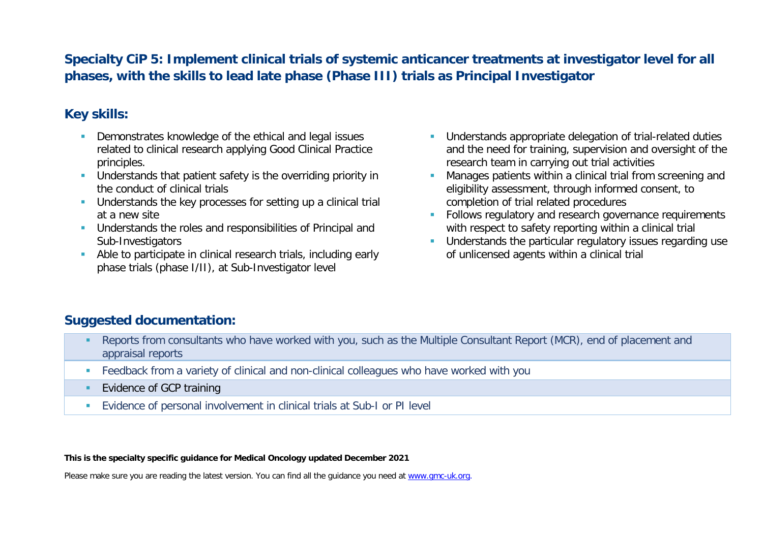## Specialty CiP 5: Implement clinical trials of systemic anticancer treatments at investigator level for all phases, with the skills to lead late phase (Phase III) trials as Principal Investigator

### Key skills:

- Demonstrates knowledge of the ethical and legal issues related to clinical research applying Good Clinical Practice principles.
- Understands that patient safety is the overriding priority in the conduct of clinical trials
- Understands the key processes for setting up a clinical trial at a new site
- Understands the roles and responsibilities of Principal and Sub-Investigators
- Able to participate in clinical research trials, including early phase trials (phase I/II), at Sub-Investigator level
- Understands appropriate delegation of trial-related duties and the need for training, supervision and oversight of the research team in carrying out trial activities
- Manages patients within a clinical trial from screening and eligibility assessment, through informed consent, to completion of trial related procedures
- Follows regulatory and research governance requirements with respect to safety reporting within a clinical trial
- Understands the particular regulatory issues regarding use of unlicensed agents within a clinical trial

### Suggested documentation:

- Reports from consultants who have worked with you, such as the Multiple Consultant Report (MCR), end of placement and appraisal reports
- Feedback from a variety of clinical and non-clinical colleagues who have worked with you
- Evidence of GCP training
- Evidence of personal involvement in clinical trials at Sub-I or PI level

**This is the specialty specific guidance for Medical Oncology updated December 2021**

Please make sure you are reading the latest version. You can find all the guidance you need at www.gmc-uk.org.